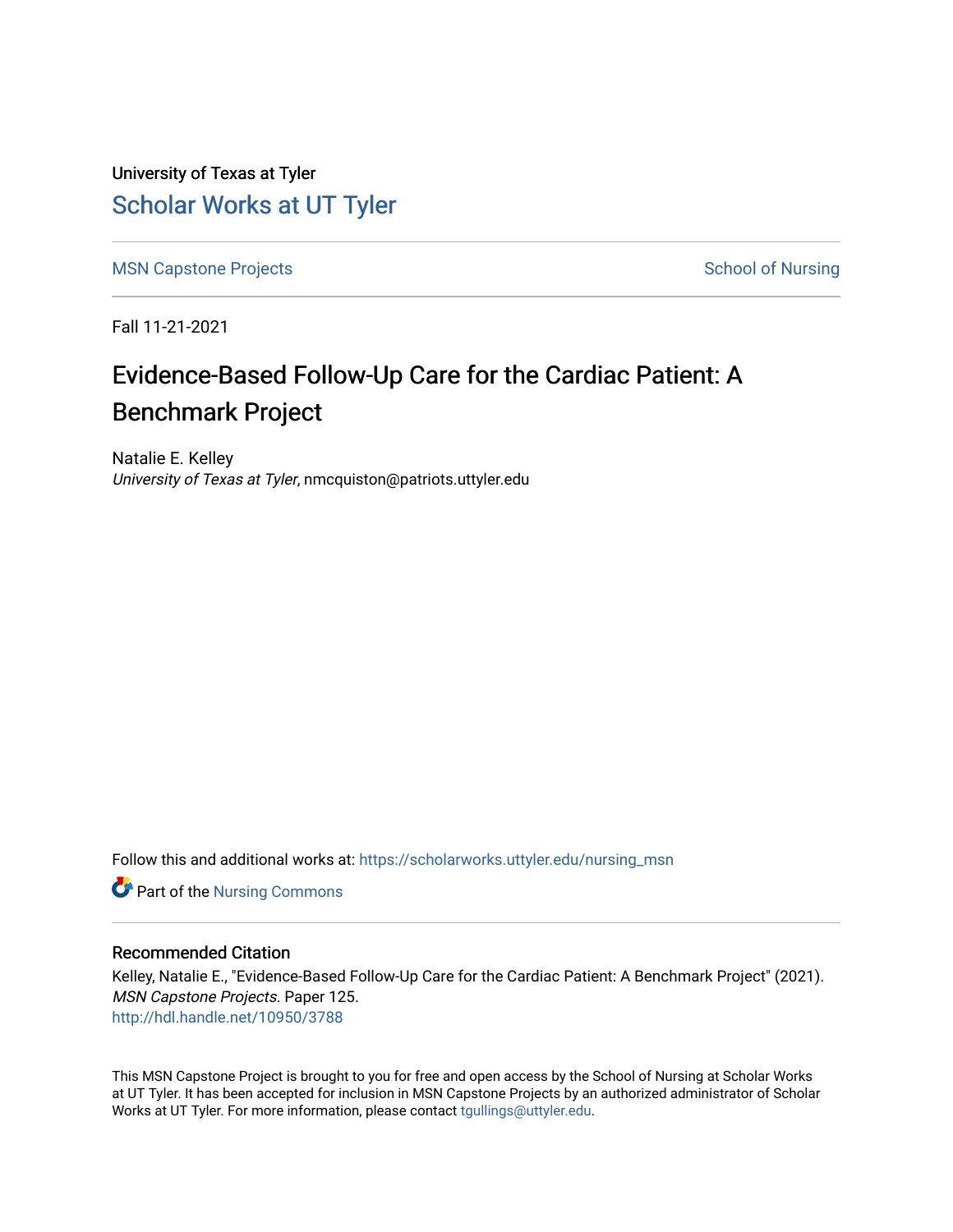University of Texas at Tyler

# Scholar Works at UT Tyler

MSN Capstone Projects

School of Nursing

Fall 11-21-2021

# Evidence-Based Follow-Up Care for the Cardiac Patient: A Benchmark Project

Natalie E. Kelley
*University of Texas at Tyler*, nmcquiston@patriots.uttyler.edu

Follow this and additional works at: https://scholarworks.uttyler.edu/nursing_msn

Part of the Nursing Commons

## Recommended Citation

Kelley, Natalie E., "Evidence-Based Follow-Up Care for the Cardiac Patient: A Benchmark Project" (2021). *MSN Capstone Projects*. Paper 125.
http://hdl.handle.net/10950/3788

This MSN Capstone Project is brought to you for free and open access by the School of Nursing at Scholar Works at UT Tyler. It has been accepted for inclusion in MSN Capstone Projects by an authorized administrator of Scholar Works at UT Tyler. For more information, please contact tgullings@uttyler.edu.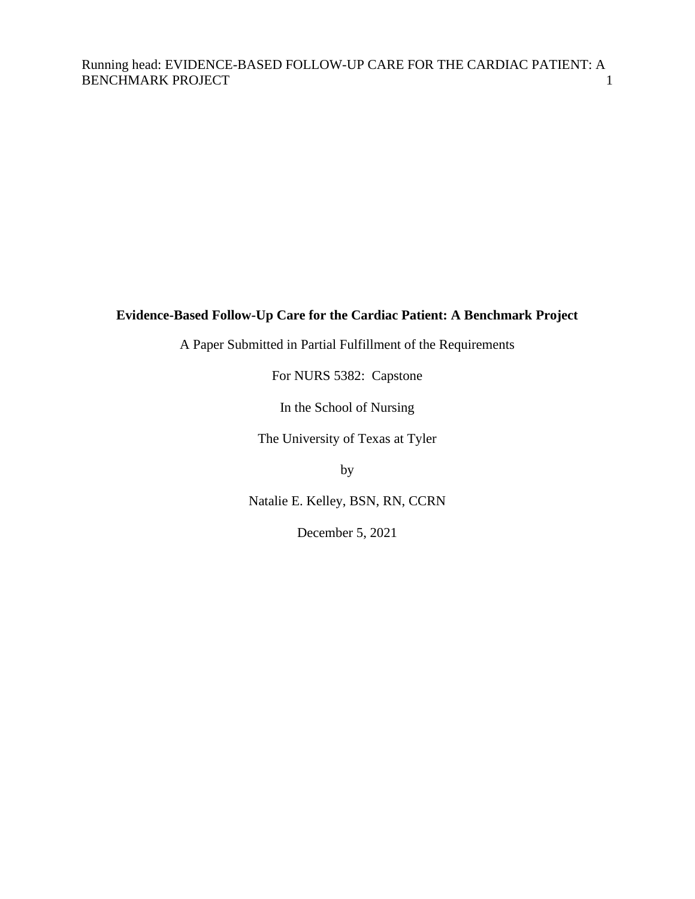**Evidence-Based Follow-Up Care for the Cardiac Patient: A Benchmark Project**

A Paper Submitted in Partial Fulfillment of the Requirements

For NURS 5382: Capstone

In the School of Nursing

The University of Texas at Tyler

by

Natalie E. Kelley, BSN, RN, CCRN

December 5, 2021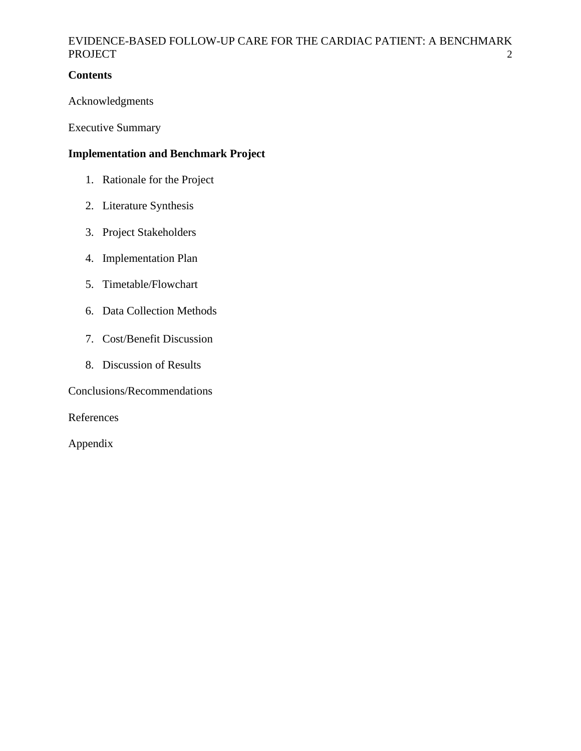**Contents**

Acknowledgments

Executive Summary

**Implementation and Benchmark Project**

1. Rationale for the Project
2. Literature Synthesis
3. Project Stakeholders
4. Implementation Plan
5. Timetable/Flowchart
6. Data Collection Methods
7. Cost/Benefit Discussion
8. Discussion of Results

Conclusions/Recommendations

References

Appendix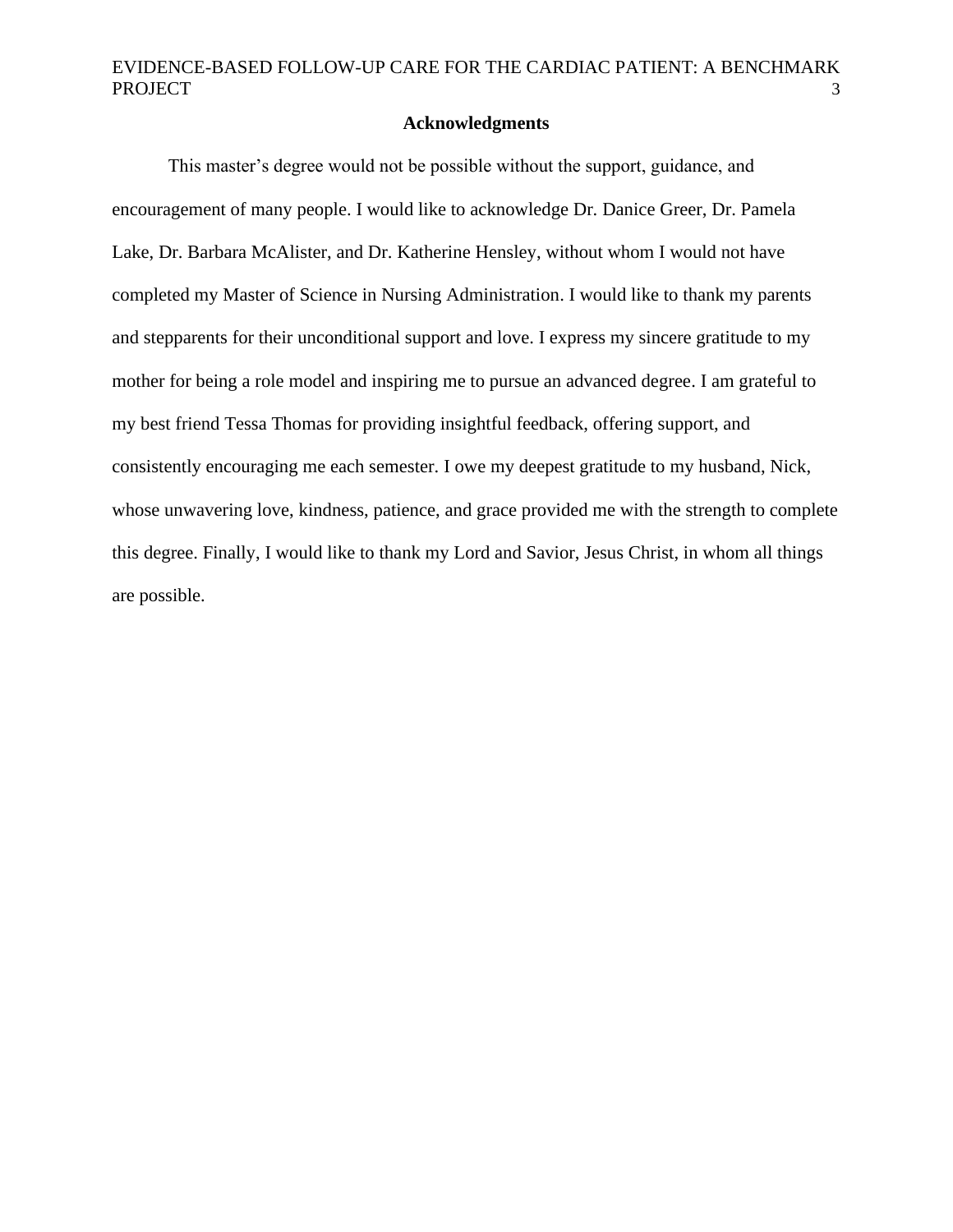## Acknowledgments

This master's degree would not be possible without the support, guidance, and encouragement of many people. I would like to acknowledge Dr. Danice Greer, Dr. Pamela Lake, Dr. Barbara McAlister, and Dr. Katherine Hensley, without whom I would not have completed my Master of Science in Nursing Administration. I would like to thank my parents and stepparents for their unconditional support and love. I express my sincere gratitude to my mother for being a role model and inspiring me to pursue an advanced degree. I am grateful to my best friend Tessa Thomas for providing insightful feedback, offering support, and consistently encouraging me each semester. I owe my deepest gratitude to my husband, Nick, whose unwavering love, kindness, patience, and grace provided me with the strength to complete this degree. Finally, I would like to thank my Lord and Savior, Jesus Christ, in whom all things are possible.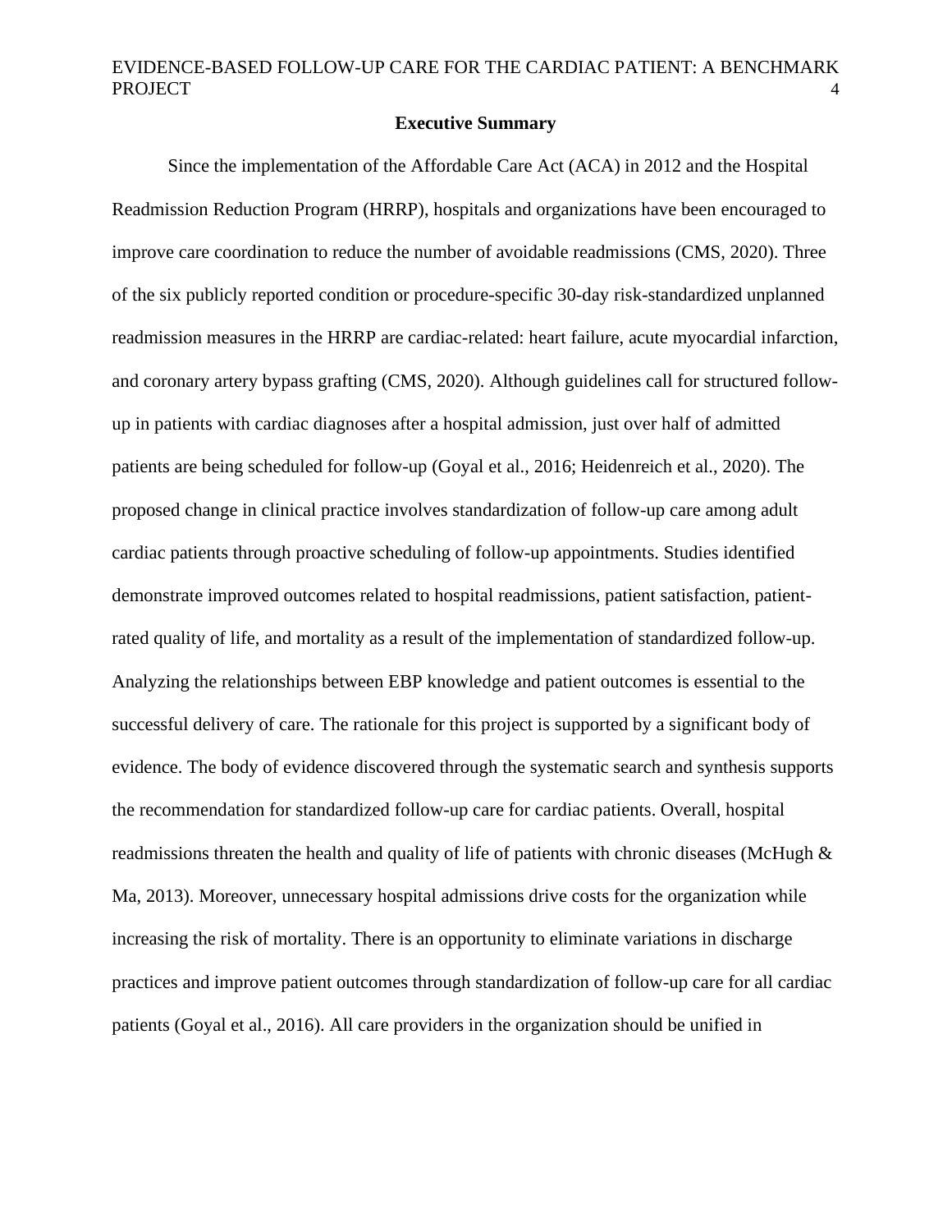## Executive Summary

Since the implementation of the Affordable Care Act (ACA) in 2012 and the Hospital Readmission Reduction Program (HRRP), hospitals and organizations have been encouraged to improve care coordination to reduce the number of avoidable readmissions (CMS, 2020). Three of the six publicly reported condition or procedure-specific 30-day risk-standardized unplanned readmission measures in the HRRP are cardiac-related: heart failure, acute myocardial infarction, and coronary artery bypass grafting (CMS, 2020). Although guidelines call for structured follow-up in patients with cardiac diagnoses after a hospital admission, just over half of admitted patients are being scheduled for follow-up (Goyal et al., 2016; Heidenreich et al., 2020). The proposed change in clinical practice involves standardization of follow-up care among adult cardiac patients through proactive scheduling of follow-up appointments. Studies identified demonstrate improved outcomes related to hospital readmissions, patient satisfaction, patient-rated quality of life, and mortality as a result of the implementation of standardized follow-up. Analyzing the relationships between EBP knowledge and patient outcomes is essential to the successful delivery of care. The rationale for this project is supported by a significant body of evidence. The body of evidence discovered through the systematic search and synthesis supports the recommendation for standardized follow-up care for cardiac patients. Overall, hospital readmissions threaten the health and quality of life of patients with chronic diseases (McHugh & Ma, 2013). Moreover, unnecessary hospital admissions drive costs for the organization while increasing the risk of mortality. There is an opportunity to eliminate variations in discharge practices and improve patient outcomes through standardization of follow-up care for all cardiac patients (Goyal et al., 2016). All care providers in the organization should be unified in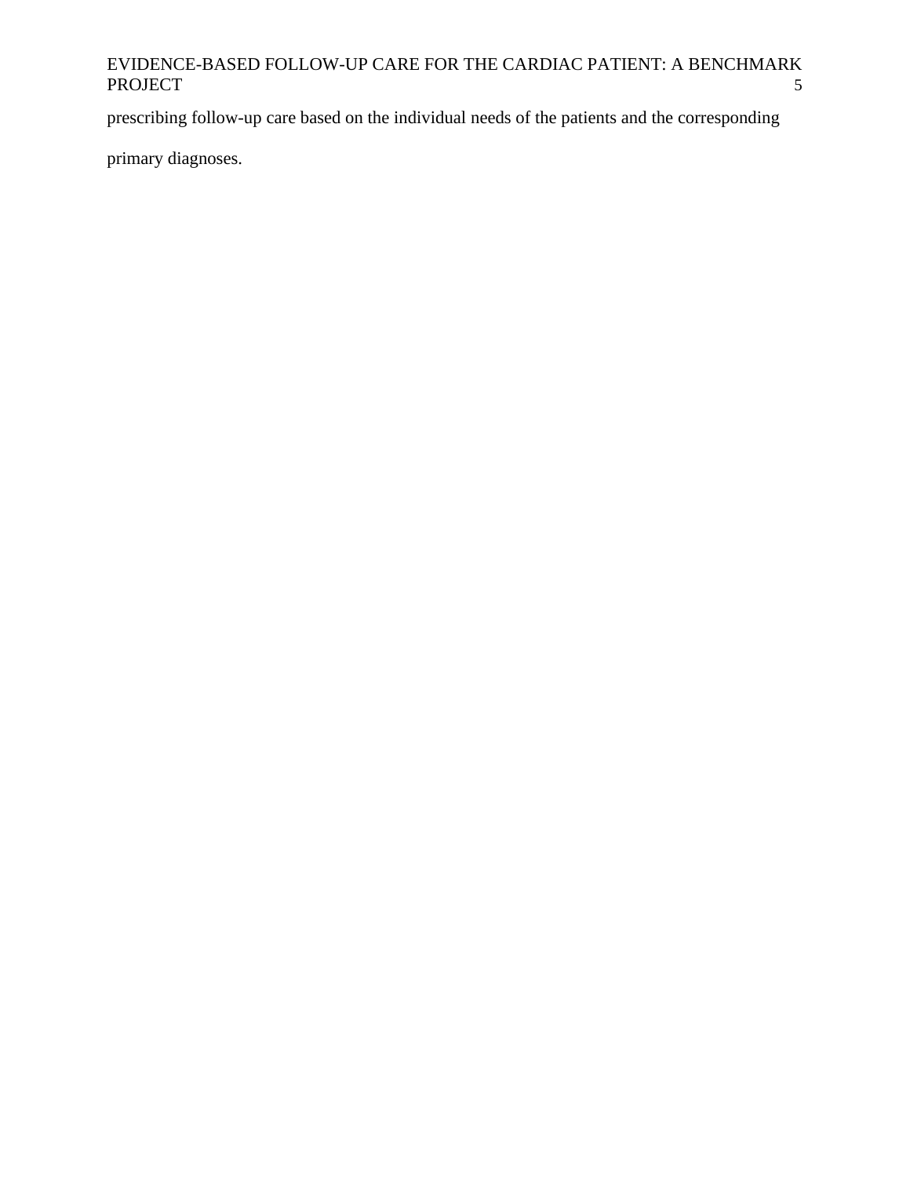prescribing follow-up care based on the individual needs of the patients and the corresponding primary diagnoses.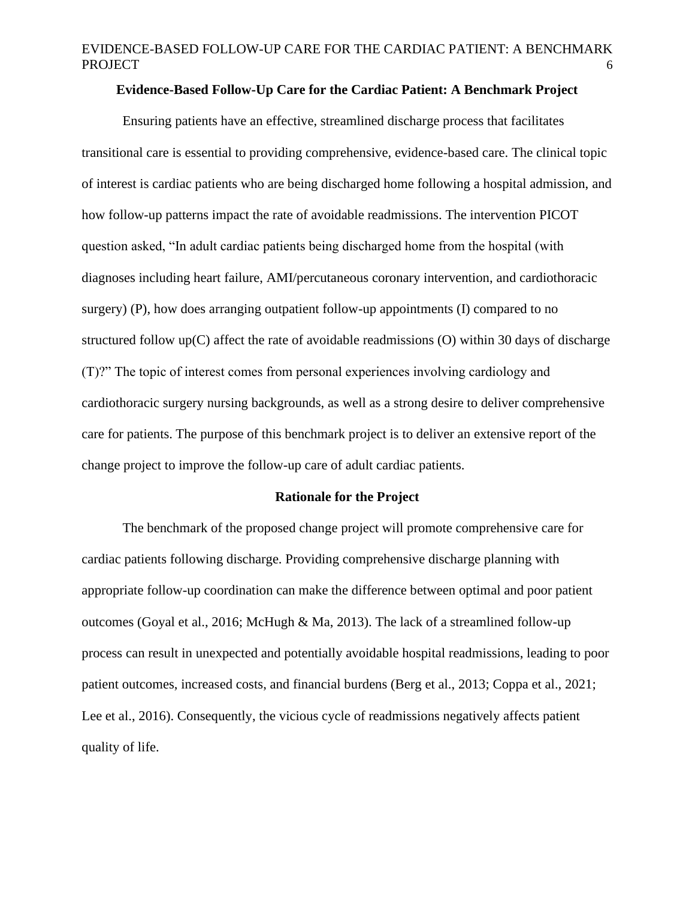## Evidence-Based Follow-Up Care for the Cardiac Patient: A Benchmark Project

Ensuring patients have an effective, streamlined discharge process that facilitates transitional care is essential to providing comprehensive, evidence-based care. The clinical topic of interest is cardiac patients who are being discharged home following a hospital admission, and how follow-up patterns impact the rate of avoidable readmissions. The intervention PICOT question asked, "In adult cardiac patients being discharged home from the hospital (with diagnoses including heart failure, AMI/percutaneous coronary intervention, and cardiothoracic surgery) (P), how does arranging outpatient follow-up appointments (I) compared to no structured follow up(C) affect the rate of avoidable readmissions (O) within 30 days of discharge (T)?" The topic of interest comes from personal experiences involving cardiology and cardiothoracic surgery nursing backgrounds, as well as a strong desire to deliver comprehensive care for patients. The purpose of this benchmark project is to deliver an extensive report of the change project to improve the follow-up care of adult cardiac patients.

### Rationale for the Project

The benchmark of the proposed change project will promote comprehensive care for cardiac patients following discharge. Providing comprehensive discharge planning with appropriate follow-up coordination can make the difference between optimal and poor patient outcomes (Goyal et al., 2016; McHugh & Ma, 2013). The lack of a streamlined follow-up process can result in unexpected and potentially avoidable hospital readmissions, leading to poor patient outcomes, increased costs, and financial burdens (Berg et al., 2013; Coppa et al., 2021; Lee et al., 2016). Consequently, the vicious cycle of readmissions negatively affects patient quality of life.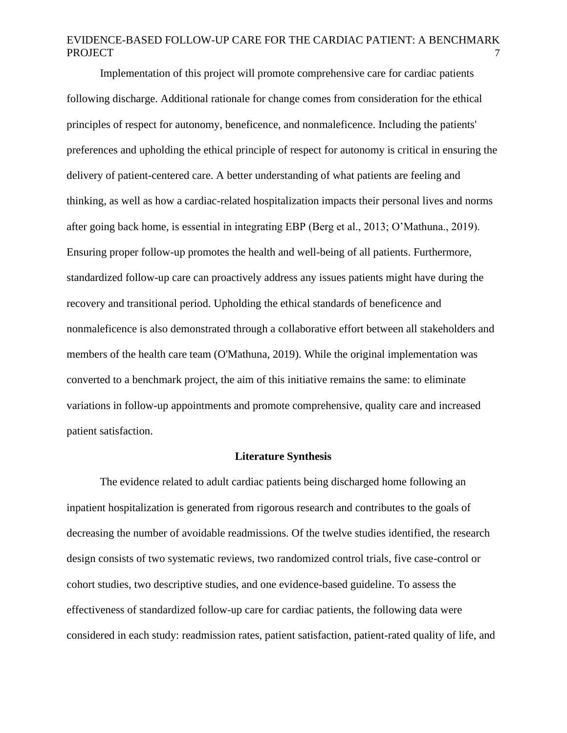Implementation of this project will promote comprehensive care for cardiac patients following discharge. Additional rationale for change comes from consideration for the ethical principles of respect for autonomy, beneficence, and nonmaleficence. Including the patients' preferences and upholding the ethical principle of respect for autonomy is critical in ensuring the delivery of patient-centered care. A better understanding of what patients are feeling and thinking, as well as how a cardiac-related hospitalization impacts their personal lives and norms after going back home, is essential in integrating EBP (Berg et al., 2013; O'Mathuna., 2019). Ensuring proper follow-up promotes the health and well-being of all patients. Furthermore, standardized follow-up care can proactively address any issues patients might have during the recovery and transitional period. Upholding the ethical standards of beneficence and nonmaleficence is also demonstrated through a collaborative effort between all stakeholders and members of the health care team (O'Mathuna, 2019). While the original implementation was converted to a benchmark project, the aim of this initiative remains the same: to eliminate variations in follow-up appointments and promote comprehensive, quality care and increased patient satisfaction.

## Literature Synthesis

The evidence related to adult cardiac patients being discharged home following an inpatient hospitalization is generated from rigorous research and contributes to the goals of decreasing the number of avoidable readmissions. Of the twelve studies identified, the research design consists of two systematic reviews, two randomized control trials, five case-control or cohort studies, two descriptive studies, and one evidence-based guideline. To assess the effectiveness of standardized follow-up care for cardiac patients, the following data were considered in each study: readmission rates, patient satisfaction, patient-rated quality of life, and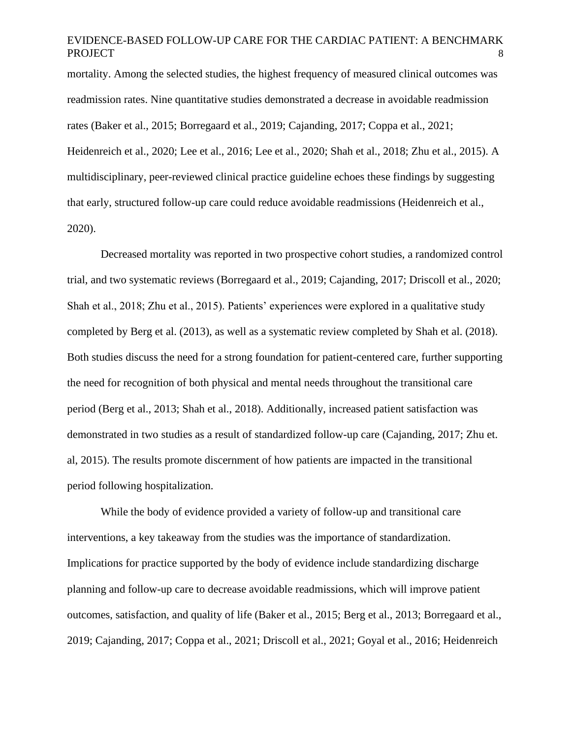mortality. Among the selected studies, the highest frequency of measured clinical outcomes was readmission rates. Nine quantitative studies demonstrated a decrease in avoidable readmission rates (Baker et al., 2015; Borregaard et al., 2019; Cajanding, 2017; Coppa et al., 2021; Heidenreich et al., 2020; Lee et al., 2016; Lee et al., 2020; Shah et al., 2018; Zhu et al., 2015). A multidisciplinary, peer-reviewed clinical practice guideline echoes these findings by suggesting that early, structured follow-up care could reduce avoidable readmissions (Heidenreich et al., 2020).

Decreased mortality was reported in two prospective cohort studies, a randomized control trial, and two systematic reviews (Borregaard et al., 2019; Cajanding, 2017; Driscoll et al., 2020; Shah et al., 2018; Zhu et al., 2015). Patients' experiences were explored in a qualitative study completed by Berg et al. (2013), as well as a systematic review completed by Shah et al. (2018). Both studies discuss the need for a strong foundation for patient-centered care, further supporting the need for recognition of both physical and mental needs throughout the transitional care period (Berg et al., 2013; Shah et al., 2018). Additionally, increased patient satisfaction was demonstrated in two studies as a result of standardized follow-up care (Cajanding, 2017; Zhu et. al, 2015). The results promote discernment of how patients are impacted in the transitional period following hospitalization.

While the body of evidence provided a variety of follow-up and transitional care interventions, a key takeaway from the studies was the importance of standardization. Implications for practice supported by the body of evidence include standardizing discharge planning and follow-up care to decrease avoidable readmissions, which will improve patient outcomes, satisfaction, and quality of life (Baker et al., 2015; Berg et al., 2013; Borregaard et al., 2019; Cajanding, 2017; Coppa et al., 2021; Driscoll et al., 2021; Goyal et al., 2016; Heidenreich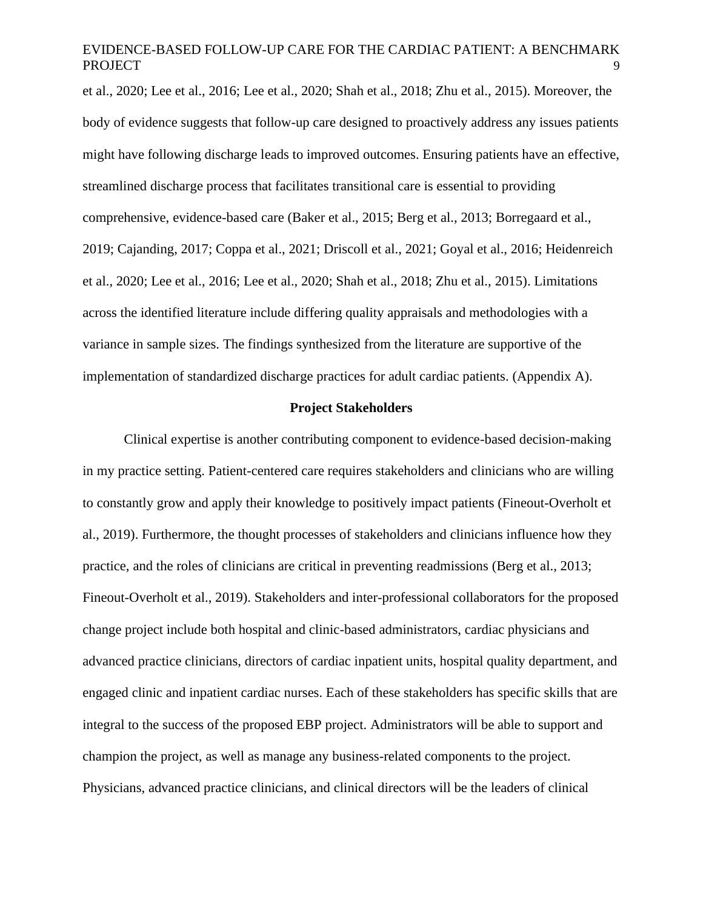et al., 2020; Lee et al., 2016; Lee et al., 2020; Shah et al., 2018; Zhu et al., 2015). Moreover, the body of evidence suggests that follow-up care designed to proactively address any issues patients might have following discharge leads to improved outcomes. Ensuring patients have an effective, streamlined discharge process that facilitates transitional care is essential to providing comprehensive, evidence-based care (Baker et al., 2015; Berg et al., 2013; Borregaard et al., 2019; Cajanding, 2017; Coppa et al., 2021; Driscoll et al., 2021; Goyal et al., 2016; Heidenreich et al., 2020; Lee et al., 2016; Lee et al., 2020; Shah et al., 2018; Zhu et al., 2015). Limitations across the identified literature include differing quality appraisals and methodologies with a variance in sample sizes. The findings synthesized from the literature are supportive of the implementation of standardized discharge practices for adult cardiac patients. (Appendix A).

## Project Stakeholders

Clinical expertise is another contributing component to evidence-based decision-making in my practice setting. Patient-centered care requires stakeholders and clinicians who are willing to constantly grow and apply their knowledge to positively impact patients (Fineout-Overholt et al., 2019). Furthermore, the thought processes of stakeholders and clinicians influence how they practice, and the roles of clinicians are critical in preventing readmissions (Berg et al., 2013; Fineout-Overholt et al., 2019). Stakeholders and inter-professional collaborators for the proposed change project include both hospital and clinic-based administrators, cardiac physicians and advanced practice clinicians, directors of cardiac inpatient units, hospital quality department, and engaged clinic and inpatient cardiac nurses. Each of these stakeholders has specific skills that are integral to the success of the proposed EBP project. Administrators will be able to support and champion the project, as well as manage any business-related components to the project. Physicians, advanced practice clinicians, and clinical directors will be the leaders of clinical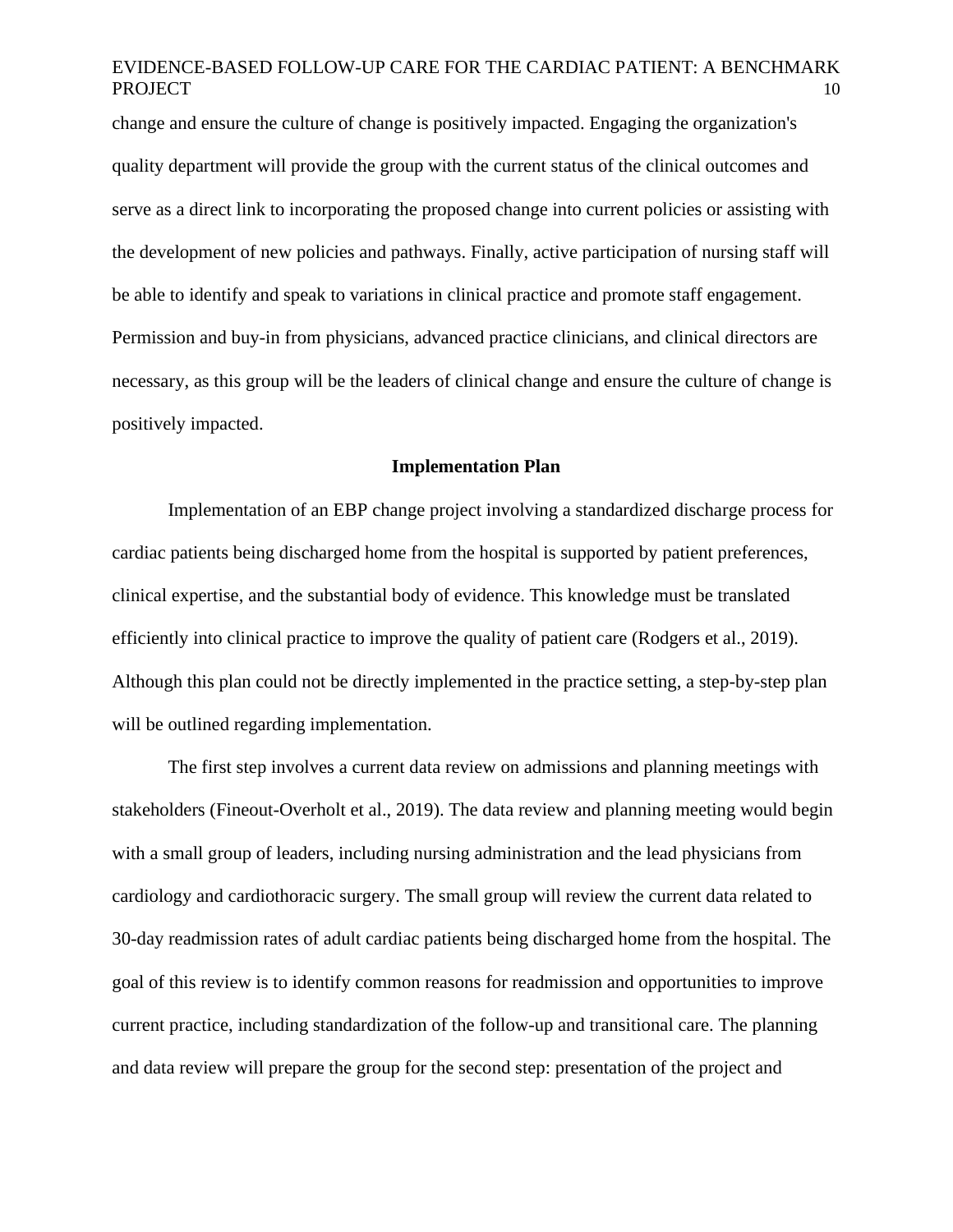change and ensure the culture of change is positively impacted. Engaging the organization's quality department will provide the group with the current status of the clinical outcomes and serve as a direct link to incorporating the proposed change into current policies or assisting with the development of new policies and pathways. Finally, active participation of nursing staff will be able to identify and speak to variations in clinical practice and promote staff engagement. Permission and buy-in from physicians, advanced practice clinicians, and clinical directors are necessary, as this group will be the leaders of clinical change and ensure the culture of change is positively impacted.

## Implementation Plan

Implementation of an EBP change project involving a standardized discharge process for cardiac patients being discharged home from the hospital is supported by patient preferences, clinical expertise, and the substantial body of evidence. This knowledge must be translated efficiently into clinical practice to improve the quality of patient care (Rodgers et al., 2019). Although this plan could not be directly implemented in the practice setting, a step-by-step plan will be outlined regarding implementation.

The first step involves a current data review on admissions and planning meetings with stakeholders (Fineout-Overholt et al., 2019). The data review and planning meeting would begin with a small group of leaders, including nursing administration and the lead physicians from cardiology and cardiothoracic surgery. The small group will review the current data related to 30-day readmission rates of adult cardiac patients being discharged home from the hospital. The goal of this review is to identify common reasons for readmission and opportunities to improve current practice, including standardization of the follow-up and transitional care. The planning and data review will prepare the group for the second step: presentation of the project and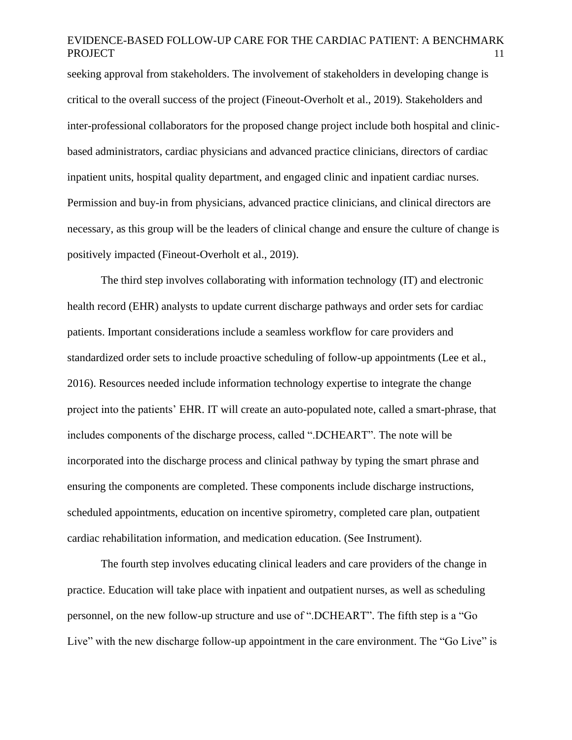seeking approval from stakeholders. The involvement of stakeholders in developing change is critical to the overall success of the project (Fineout-Overholt et al., 2019). Stakeholders and inter-professional collaborators for the proposed change project include both hospital and clinic-based administrators, cardiac physicians and advanced practice clinicians, directors of cardiac inpatient units, hospital quality department, and engaged clinic and inpatient cardiac nurses. Permission and buy-in from physicians, advanced practice clinicians, and clinical directors are necessary, as this group will be the leaders of clinical change and ensure the culture of change is positively impacted (Fineout-Overholt et al., 2019).

The third step involves collaborating with information technology (IT) and electronic health record (EHR) analysts to update current discharge pathways and order sets for cardiac patients. Important considerations include a seamless workflow for care providers and standardized order sets to include proactive scheduling of follow-up appointments (Lee et al., 2016). Resources needed include information technology expertise to integrate the change project into the patients' EHR. IT will create an auto-populated note, called a smart-phrase, that includes components of the discharge process, called ".DCHEART". The note will be incorporated into the discharge process and clinical pathway by typing the smart phrase and ensuring the components are completed. These components include discharge instructions, scheduled appointments, education on incentive spirometry, completed care plan, outpatient cardiac rehabilitation information, and medication education. (See Instrument).

The fourth step involves educating clinical leaders and care providers of the change in practice. Education will take place with inpatient and outpatient nurses, as well as scheduling personnel, on the new follow-up structure and use of ".DCHEART". The fifth step is a "Go Live" with the new discharge follow-up appointment in the care environment. The "Go Live" is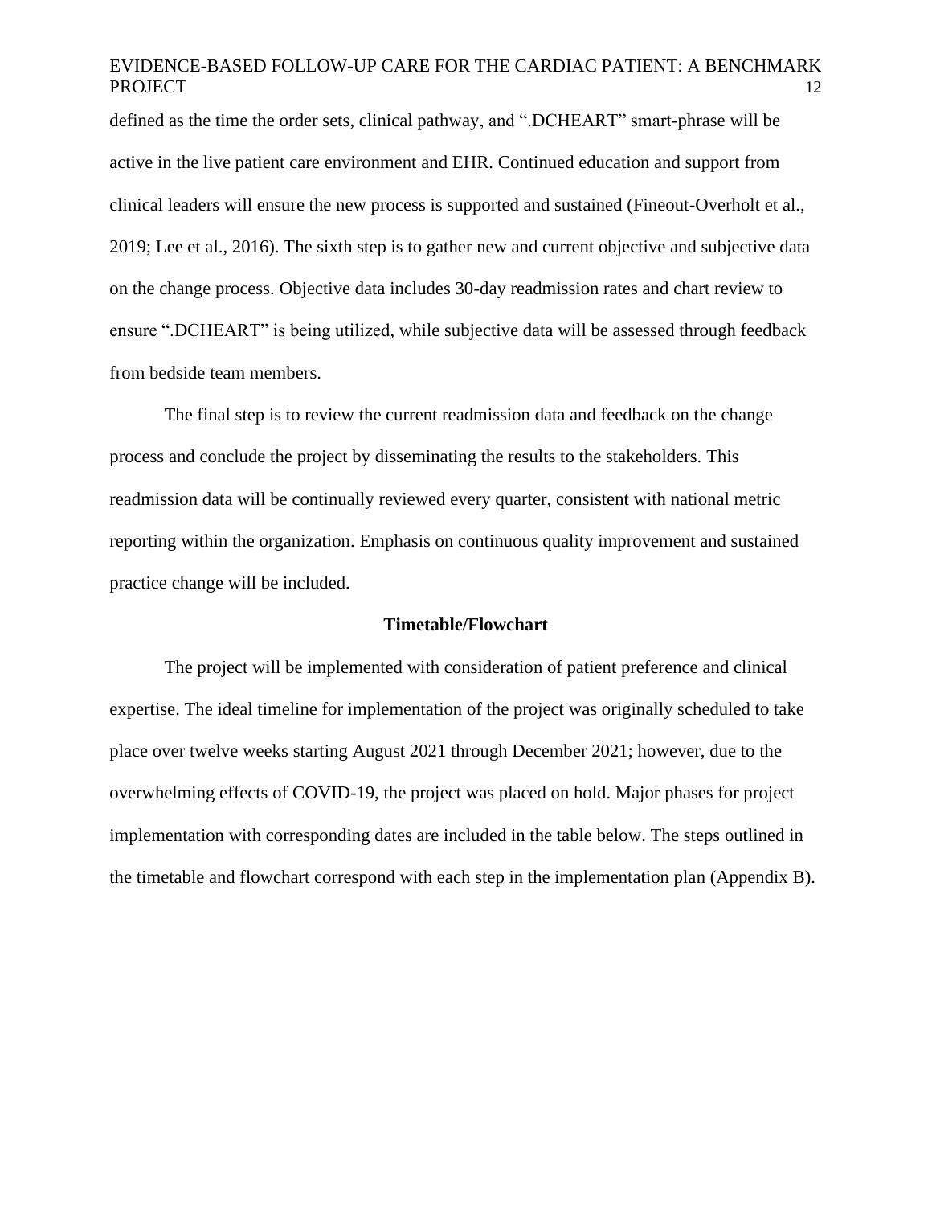defined as the time the order sets, clinical pathway, and ".DCHEART" smart-phrase will be active in the live patient care environment and EHR. Continued education and support from clinical leaders will ensure the new process is supported and sustained (Fineout-Overholt et al., 2019; Lee et al., 2016). The sixth step is to gather new and current objective and subjective data on the change process. Objective data includes 30-day readmission rates and chart review to ensure ".DCHEART" is being utilized, while subjective data will be assessed through feedback from bedside team members.

The final step is to review the current readmission data and feedback on the change process and conclude the project by disseminating the results to the stakeholders. This readmission data will be continually reviewed every quarter, consistent with national metric reporting within the organization. Emphasis on continuous quality improvement and sustained practice change will be included.

## Timetable/Flowchart

The project will be implemented with consideration of patient preference and clinical expertise. The ideal timeline for implementation of the project was originally scheduled to take place over twelve weeks starting August 2021 through December 2021; however, due to the overwhelming effects of COVID-19, the project was placed on hold. Major phases for project implementation with corresponding dates are included in the table below. The steps outlined in the timetable and flowchart correspond with each step in the implementation plan (Appendix B).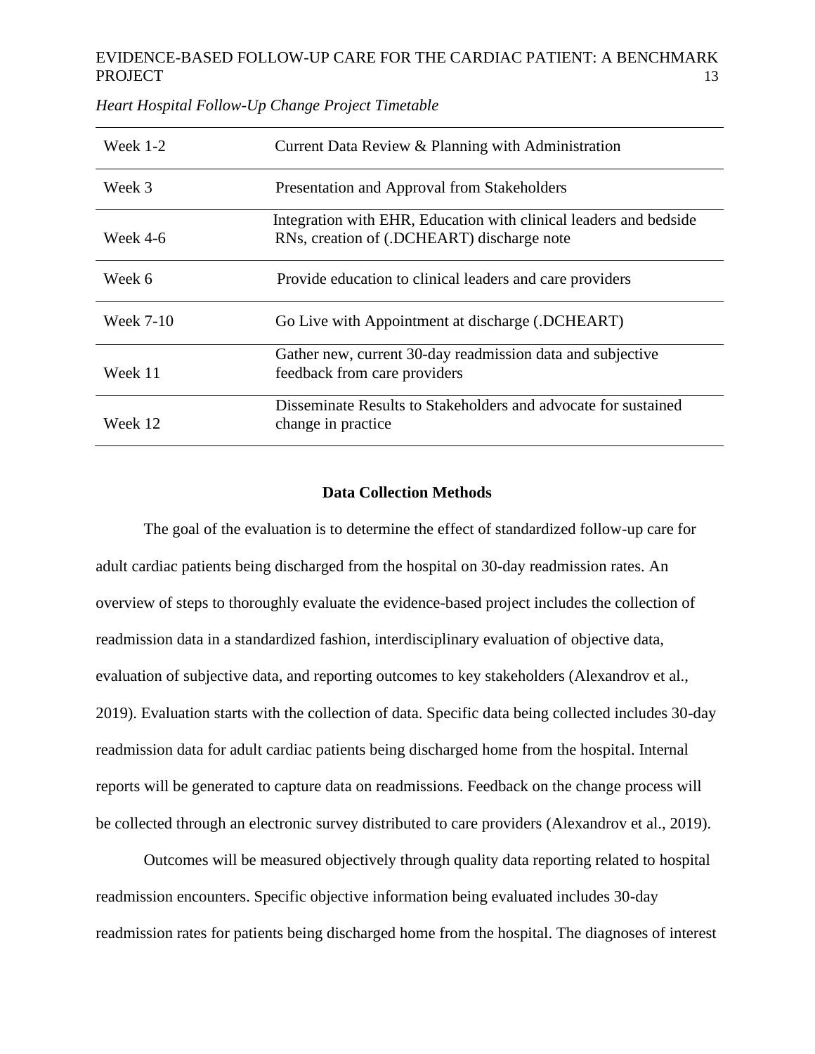*Heart Hospital Follow-Up Change Project Timetable*

| | |
|---|---|
| Week 1-2 | Current Data Review & Planning with Administration |
| Week 3 | Presentation and Approval from Stakeholders |
| Week 4-6 | Integration with EHR, Education with clinical leaders and bedside RNs, creation of (.DCHEART) discharge note |
| Week 6 | Provide education to clinical leaders and care providers |
| Week 7-10 | Go Live with Appointment at discharge (.DCHEART) |
| Week 11 | Gather new, current 30-day readmission data and subjective feedback from care providers |
| Week 12 | Disseminate Results to Stakeholders and advocate for sustained change in practice |

## Data Collection Methods

The goal of the evaluation is to determine the effect of standardized follow-up care for adult cardiac patients being discharged from the hospital on 30-day readmission rates. An overview of steps to thoroughly evaluate the evidence-based project includes the collection of readmission data in a standardized fashion, interdisciplinary evaluation of objective data, evaluation of subjective data, and reporting outcomes to key stakeholders (Alexandrov et al., 2019). Evaluation starts with the collection of data. Specific data being collected includes 30-day readmission data for adult cardiac patients being discharged home from the hospital. Internal reports will be generated to capture data on readmissions. Feedback on the change process will be collected through an electronic survey distributed to care providers (Alexandrov et al., 2019).

Outcomes will be measured objectively through quality data reporting related to hospital readmission encounters. Specific objective information being evaluated includes 30-day readmission rates for patients being discharged home from the hospital. The diagnoses of interest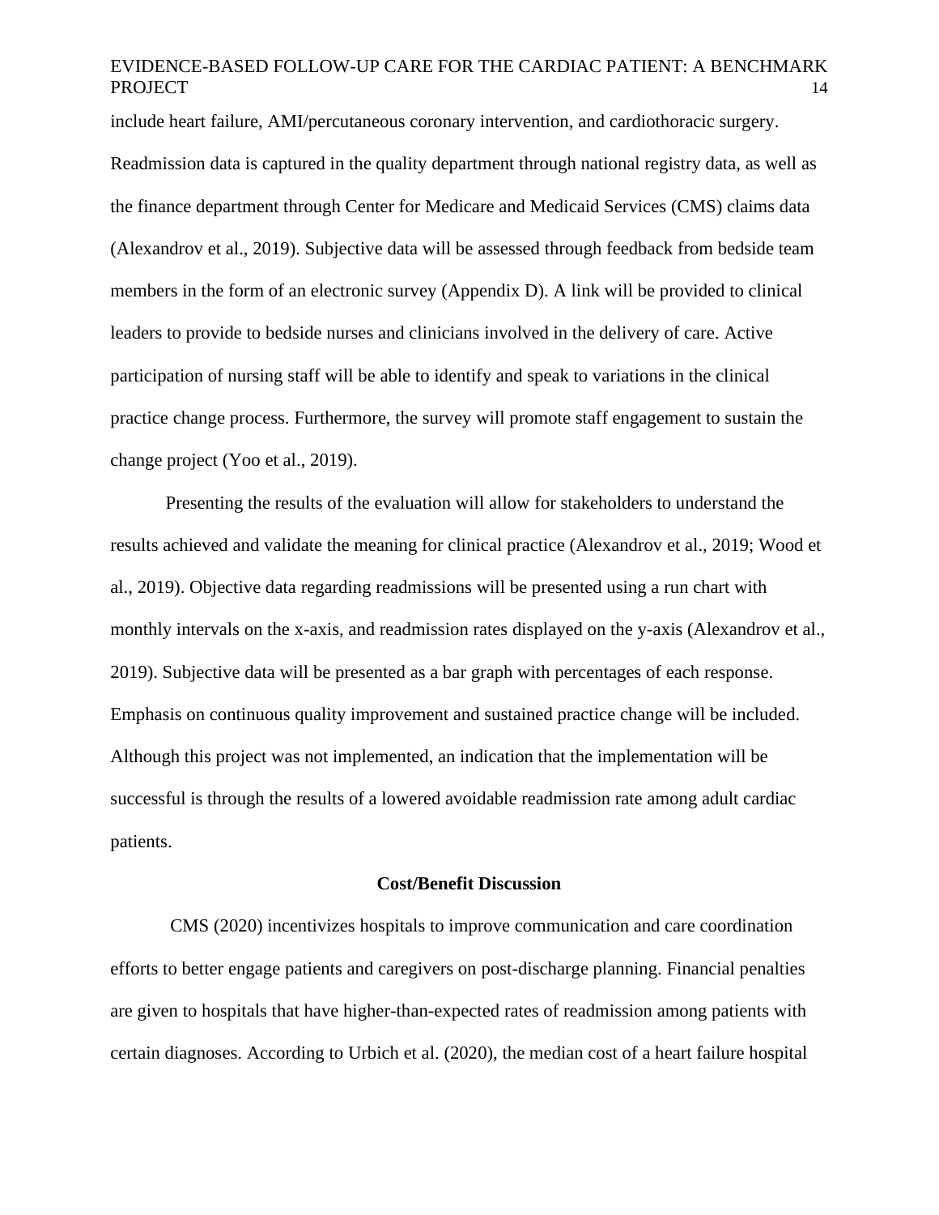include heart failure, AMI/percutaneous coronary intervention, and cardiothoracic surgery. Readmission data is captured in the quality department through national registry data, as well as the finance department through Center for Medicare and Medicaid Services (CMS) claims data (Alexandrov et al., 2019). Subjective data will be assessed through feedback from bedside team members in the form of an electronic survey (Appendix D). A link will be provided to clinical leaders to provide to bedside nurses and clinicians involved in the delivery of care. Active participation of nursing staff will be able to identify and speak to variations in the clinical practice change process. Furthermore, the survey will promote staff engagement to sustain the change project (Yoo et al., 2019).

Presenting the results of the evaluation will allow for stakeholders to understand the results achieved and validate the meaning for clinical practice (Alexandrov et al., 2019; Wood et al., 2019). Objective data regarding readmissions will be presented using a run chart with monthly intervals on the x-axis, and readmission rates displayed on the y-axis (Alexandrov et al., 2019). Subjective data will be presented as a bar graph with percentages of each response. Emphasis on continuous quality improvement and sustained practice change will be included. Although this project was not implemented, an indication that the implementation will be successful is through the results of a lowered avoidable readmission rate among adult cardiac patients.

## Cost/Benefit Discussion

CMS (2020) incentivizes hospitals to improve communication and care coordination efforts to better engage patients and caregivers on post-discharge planning. Financial penalties are given to hospitals that have higher-than-expected rates of readmission among patients with certain diagnoses. According to Urbich et al. (2020), the median cost of a heart failure hospital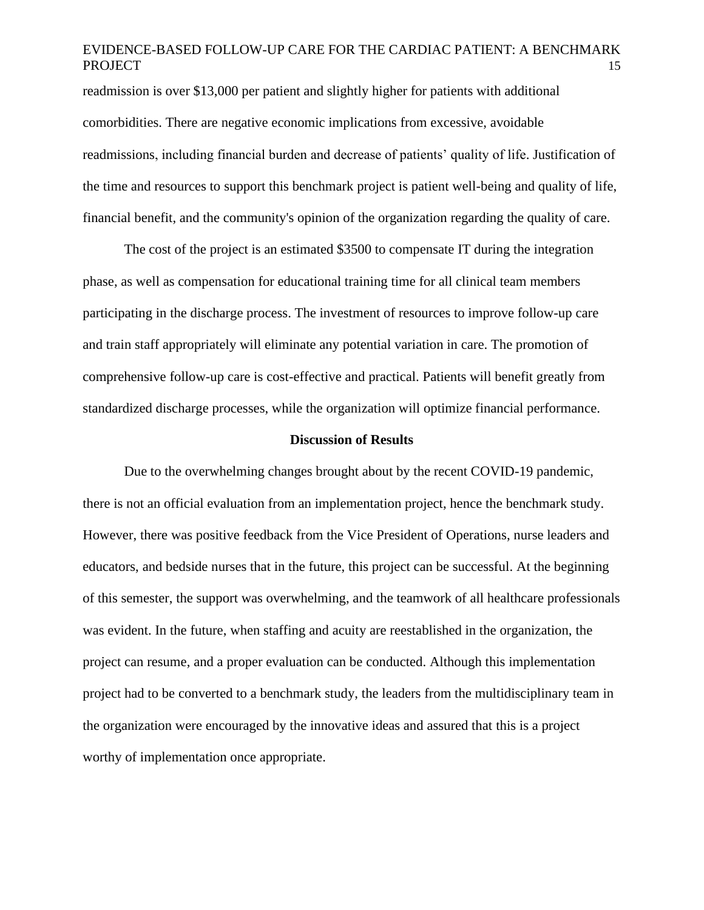readmission is over $13,000 per patient and slightly higher for patients with additional comorbidities. There are negative economic implications from excessive, avoidable readmissions, including financial burden and decrease of patients' quality of life. Justification of the time and resources to support this benchmark project is patient well-being and quality of life, financial benefit, and the community's opinion of the organization regarding the quality of care.

The cost of the project is an estimated $3500 to compensate IT during the integration phase, as well as compensation for educational training time for all clinical team members participating in the discharge process. The investment of resources to improve follow-up care and train staff appropriately will eliminate any potential variation in care. The promotion of comprehensive follow-up care is cost-effective and practical. Patients will benefit greatly from standardized discharge processes, while the organization will optimize financial performance.

## Discussion of Results

Due to the overwhelming changes brought about by the recent COVID-19 pandemic, there is not an official evaluation from an implementation project, hence the benchmark study. However, there was positive feedback from the Vice President of Operations, nurse leaders and educators, and bedside nurses that in the future, this project can be successful. At the beginning of this semester, the support was overwhelming, and the teamwork of all healthcare professionals was evident. In the future, when staffing and acuity are reestablished in the organization, the project can resume, and a proper evaluation can be conducted. Although this implementation project had to be converted to a benchmark study, the leaders from the multidisciplinary team in the organization were encouraged by the innovative ideas and assured that this is a project worthy of implementation once appropriate.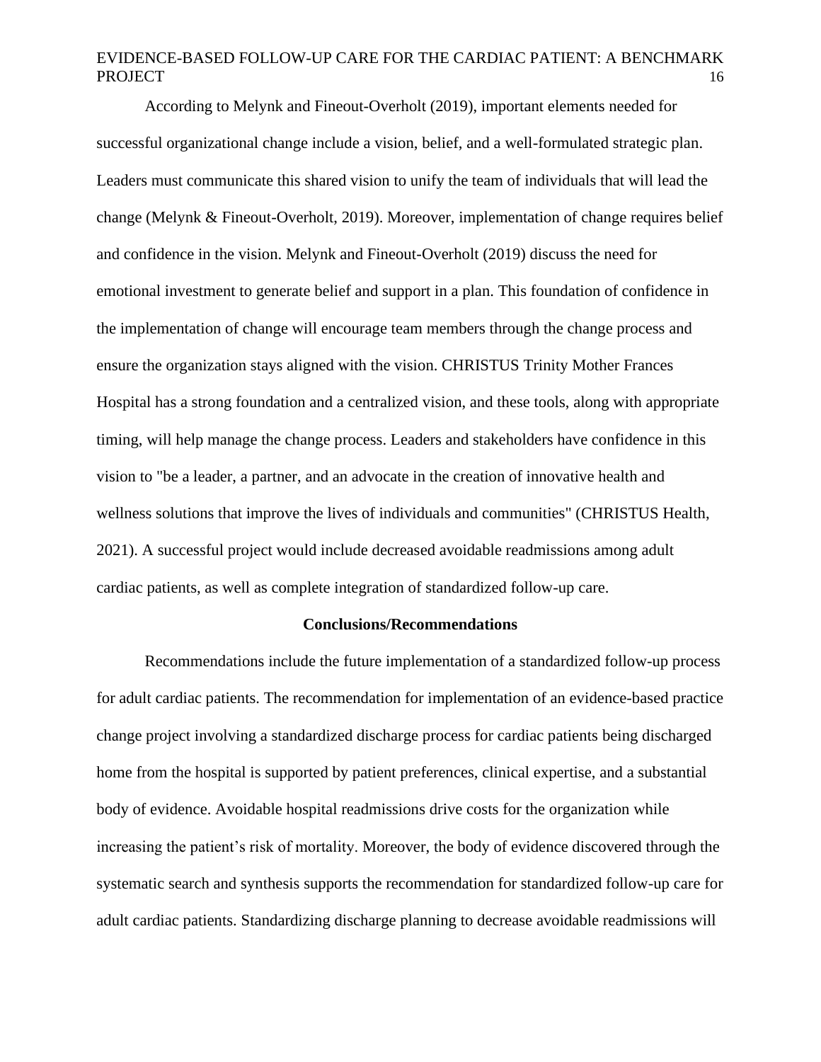According to Melynk and Fineout-Overholt (2019), important elements needed for successful organizational change include a vision, belief, and a well-formulated strategic plan. Leaders must communicate this shared vision to unify the team of individuals that will lead the change (Melynk & Fineout-Overholt, 2019). Moreover, implementation of change requires belief and confidence in the vision. Melynk and Fineout-Overholt (2019) discuss the need for emotional investment to generate belief and support in a plan. This foundation of confidence in the implementation of change will encourage team members through the change process and ensure the organization stays aligned with the vision. CHRISTUS Trinity Mother Frances Hospital has a strong foundation and a centralized vision, and these tools, along with appropriate timing, will help manage the change process. Leaders and stakeholders have confidence in this vision to "be a leader, a partner, and an advocate in the creation of innovative health and wellness solutions that improve the lives of individuals and communities" (CHRISTUS Health, 2021). A successful project would include decreased avoidable readmissions among adult cardiac patients, as well as complete integration of standardized follow-up care.

## Conclusions/Recommendations

Recommendations include the future implementation of a standardized follow-up process for adult cardiac patients. The recommendation for implementation of an evidence-based practice change project involving a standardized discharge process for cardiac patients being discharged home from the hospital is supported by patient preferences, clinical expertise, and a substantial body of evidence. Avoidable hospital readmissions drive costs for the organization while increasing the patient's risk of mortality. Moreover, the body of evidence discovered through the systematic search and synthesis supports the recommendation for standardized follow-up care for adult cardiac patients. Standardizing discharge planning to decrease avoidable readmissions will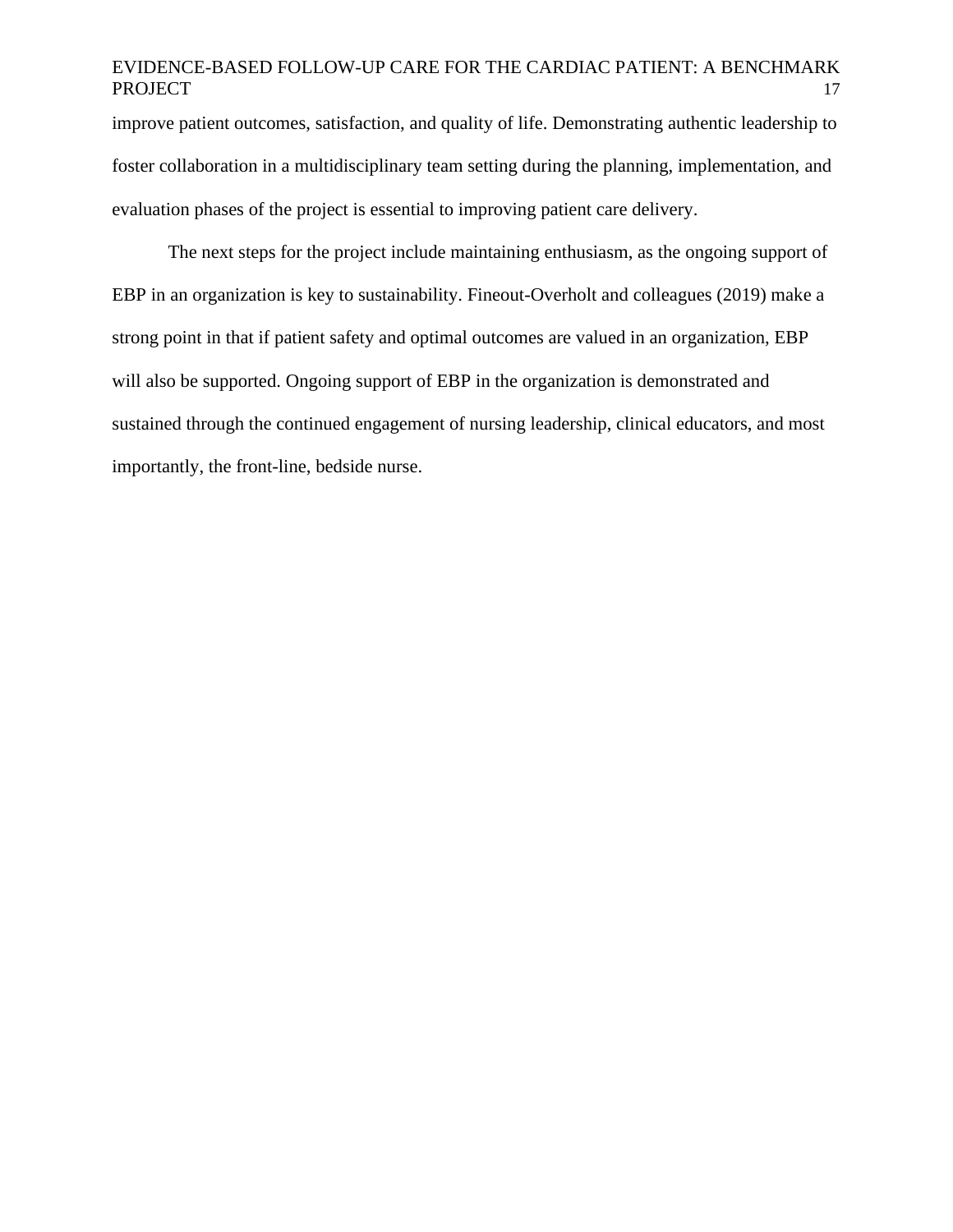improve patient outcomes, satisfaction, and quality of life. Demonstrating authentic leadership to foster collaboration in a multidisciplinary team setting during the planning, implementation, and evaluation phases of the project is essential to improving patient care delivery.

The next steps for the project include maintaining enthusiasm, as the ongoing support of EBP in an organization is key to sustainability. Fineout-Overholt and colleagues (2019) make a strong point in that if patient safety and optimal outcomes are valued in an organization, EBP will also be supported. Ongoing support of EBP in the organization is demonstrated and sustained through the continued engagement of nursing leadership, clinical educators, and most importantly, the front-line, bedside nurse.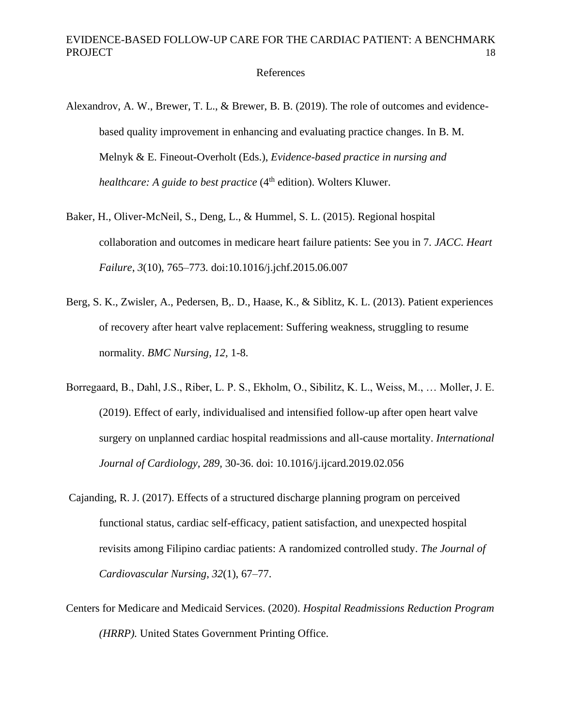# References

Alexandrov, A. W., Brewer, T. L., & Brewer, B. B. (2019). The role of outcomes and evidence-based quality improvement in enhancing and evaluating practice changes. In B. M. Melnyk & E. Fineout-Overholt (Eds.), *Evidence-based practice in nursing and healthcare: A guide to best practice* (4th edition). Wolters Kluwer.

Baker, H., Oliver-McNeil, S., Deng, L., & Hummel, S. L. (2015). Regional hospital collaboration and outcomes in medicare heart failure patients: See you in 7. *JACC. Heart Failure*, *3*(10), 765–773. doi:10.1016/j.jchf.2015.06.007

Berg, S. K., Zwisler, A., Pedersen, B,. D., Haase, K., & Siblitz, K. L. (2013). Patient experiences of recovery after heart valve replacement: Suffering weakness, struggling to resume normality. *BMC Nursing, 12,* 1-8.

Borregaard, B., Dahl, J.S., Riber, L. P. S., Ekholm, O., Sibilitz, K. L., Weiss, M., … Moller, J. E. (2019). Effect of early, individualised and intensified follow-up after open heart valve surgery on unplanned cardiac hospital readmissions and all-cause mortality. *International Journal of Cardiology*, *289*, 30-36. doi: 10.1016/j.ijcard.2019.02.056

Cajanding, R. J. (2017). Effects of a structured discharge planning program on perceived functional status, cardiac self-efficacy, patient satisfaction, and unexpected hospital revisits among Filipino cardiac patients: A randomized controlled study. *The Journal of Cardiovascular Nursing*, *32*(1), 67–77.

Centers for Medicare and Medicaid Services. (2020). *Hospital Readmissions Reduction Program (HRRP).* United States Government Printing Office.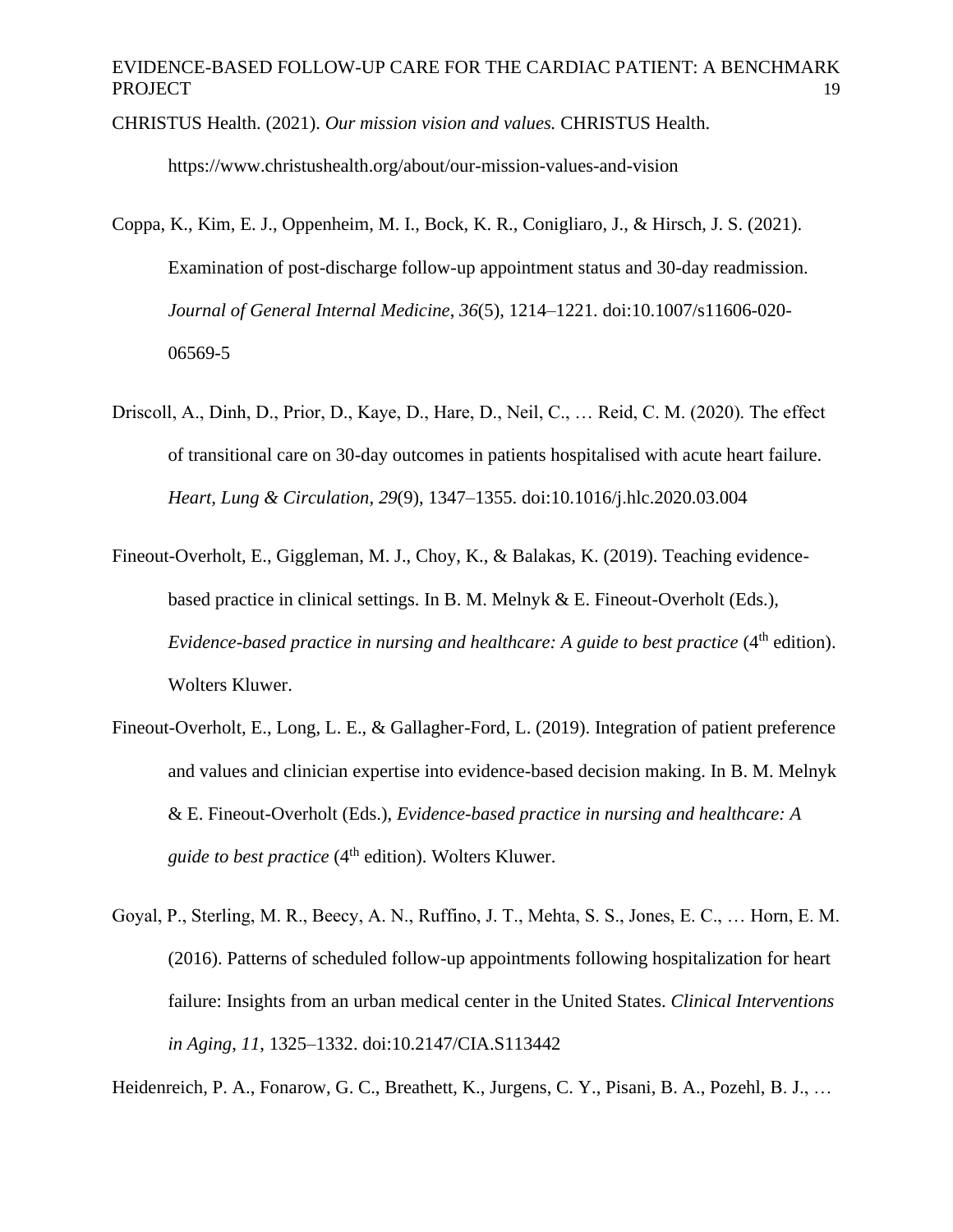CHRISTUS Health. (2021). *Our mission vision and values.* CHRISTUS Health. https://www.christushealth.org/about/our-mission-values-and-vision

Coppa, K., Kim, E. J., Oppenheim, M. I., Bock, K. R., Conigliaro, J., & Hirsch, J. S. (2021). Examination of post-discharge follow-up appointment status and 30-day readmission. *Journal of General Internal Medicine*, *36*(5), 1214–1221. doi:10.1007/s11606-020-06569-5

Driscoll, A., Dinh, D., Prior, D., Kaye, D., Hare, D., Neil, C., … Reid, C. M. (2020). The effect of transitional care on 30-day outcomes in patients hospitalised with acute heart failure. *Heart, Lung & Circulation*, *29*(9), 1347–1355. doi:10.1016/j.hlc.2020.03.004

Fineout-Overholt, E., Giggleman, M. J., Choy, K., & Balakas, K. (2019). Teaching evidence-based practice in clinical settings. In B. M. Melnyk & E. Fineout-Overholt (Eds.), *Evidence-based practice in nursing and healthcare: A guide to best practice* (4th edition). Wolters Kluwer.

Fineout-Overholt, E., Long, L. E., & Gallagher-Ford, L. (2019). Integration of patient preference and values and clinician expertise into evidence-based decision making. In B. M. Melnyk & E. Fineout-Overholt (Eds.), *Evidence-based practice in nursing and healthcare: A guide to best practice* (4th edition). Wolters Kluwer.

Goyal, P., Sterling, M. R., Beecy, A. N., Ruffino, J. T., Mehta, S. S., Jones, E. C., … Horn, E. M. (2016). Patterns of scheduled follow-up appointments following hospitalization for heart failure: Insights from an urban medical center in the United States. *Clinical Interventions in Aging*, *11*, 1325–1332. doi:10.2147/CIA.S113442

Heidenreich, P. A., Fonarow, G. C., Breathett, K., Jurgens, C. Y., Pisani, B. A., Pozehl, B. J., …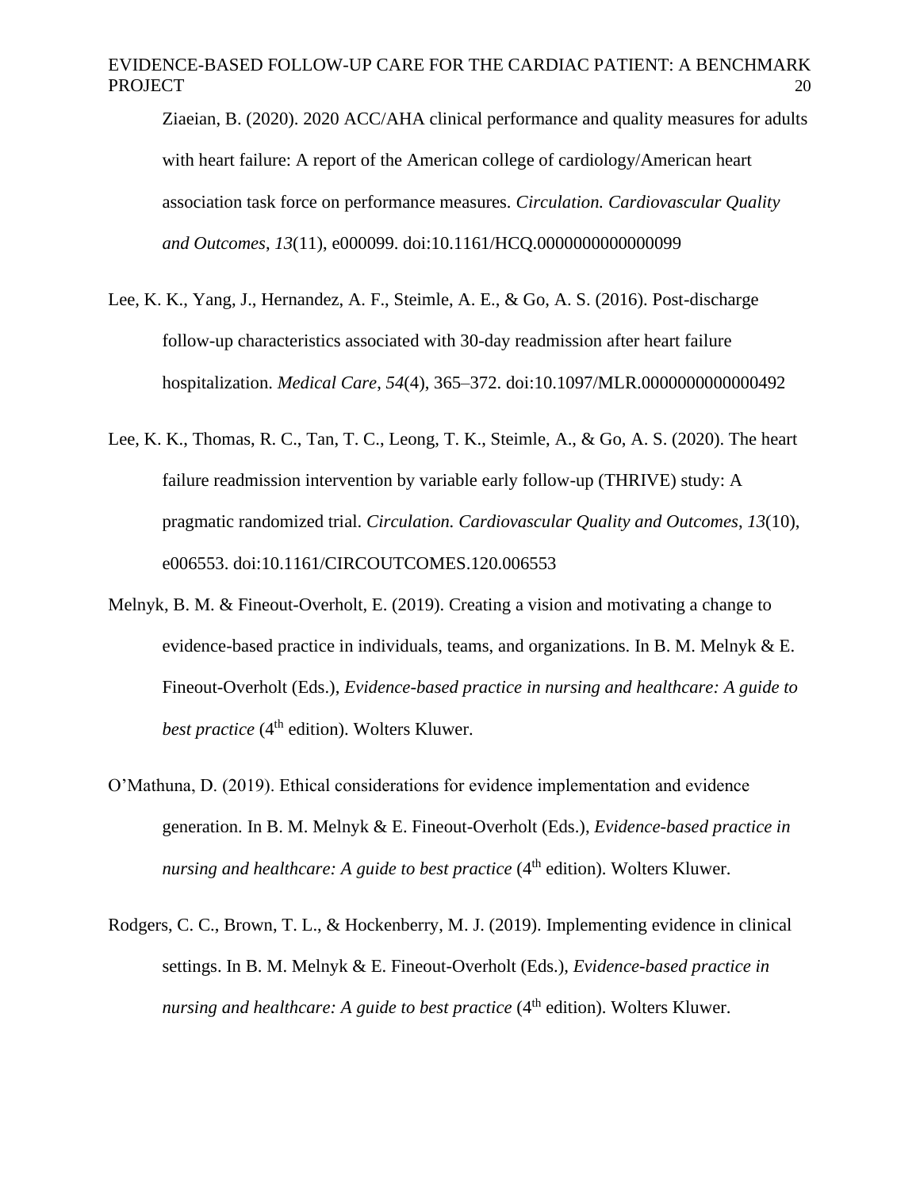Ziaeian, B. (2020). 2020 ACC/AHA clinical performance and quality measures for adults with heart failure: A report of the American college of cardiology/American heart association task force on performance measures. *Circulation. Cardiovascular Quality and Outcomes*, *13*(11), e000099. doi:10.1161/HCQ.0000000000000099

Lee, K. K., Yang, J., Hernandez, A. F., Steimle, A. E., & Go, A. S. (2016). Post-discharge follow-up characteristics associated with 30-day readmission after heart failure hospitalization. *Medical Care*, *54*(4), 365–372. doi:10.1097/MLR.0000000000000492

Lee, K. K., Thomas, R. C., Tan, T. C., Leong, T. K., Steimle, A., & Go, A. S. (2020). The heart failure readmission intervention by variable early follow-up (THRIVE) study: A pragmatic randomized trial. *Circulation. Cardiovascular Quality and Outcomes*, *13*(10), e006553. doi:10.1161/CIRCOUTCOMES.120.006553

Melnyk, B. M. & Fineout-Overholt, E. (2019). Creating a vision and motivating a change to evidence-based practice in individuals, teams, and organizations. In B. M. Melnyk & E. Fineout-Overholt (Eds.), *Evidence-based practice in nursing and healthcare: A guide to best practice* (4th edition). Wolters Kluwer.

O'Mathuna, D. (2019). Ethical considerations for evidence implementation and evidence generation. In B. M. Melnyk & E. Fineout-Overholt (Eds.), *Evidence-based practice in nursing and healthcare: A guide to best practice* (4th edition). Wolters Kluwer.

Rodgers, C. C., Brown, T. L., & Hockenberry, M. J. (2019). Implementing evidence in clinical settings. In B. M. Melnyk & E. Fineout-Overholt (Eds.), *Evidence-based practice in nursing and healthcare: A guide to best practice* (4th edition). Wolters Kluwer.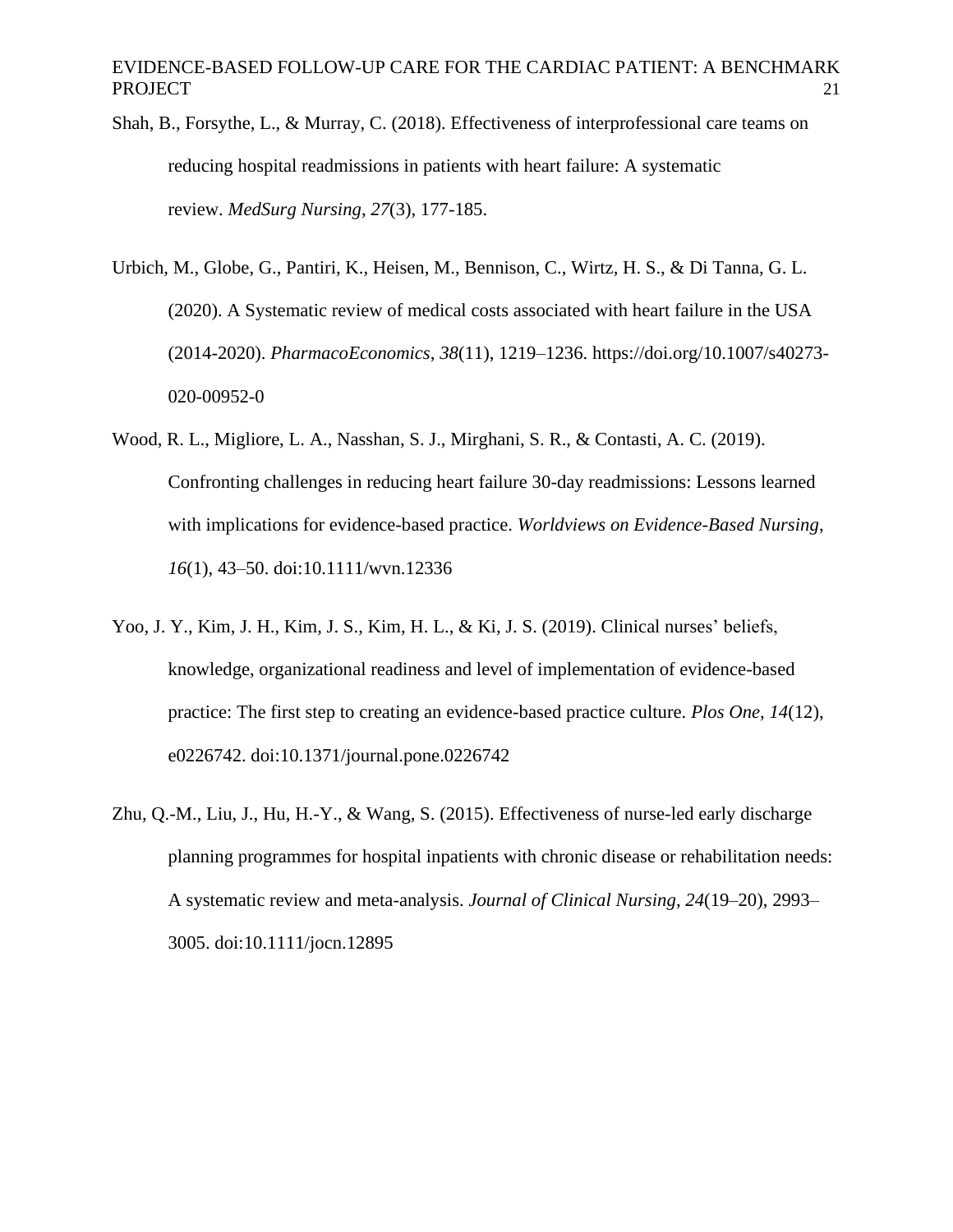Shah, B., Forsythe, L., & Murray, C. (2018). Effectiveness of interprofessional care teams on reducing hospital readmissions in patients with heart failure: A systematic review. *MedSurg Nursing*, *27*(3), 177-185.

Urbich, M., Globe, G., Pantiri, K., Heisen, M., Bennison, C., Wirtz, H. S., & Di Tanna, G. L. (2020). A Systematic review of medical costs associated with heart failure in the USA (2014-2020). *PharmacoEconomics*, *38*(11), 1219–1236. https://doi.org/10.1007/s40273-020-00952-0

Wood, R. L., Migliore, L. A., Nasshan, S. J., Mirghani, S. R., & Contasti, A. C. (2019). Confronting challenges in reducing heart failure 30-day readmissions: Lessons learned with implications for evidence-based practice. *Worldviews on Evidence-Based Nursing*, *16*(1), 43–50. doi:10.1111/wvn.12336

Yoo, J. Y., Kim, J. H., Kim, J. S., Kim, H. L., & Ki, J. S. (2019). Clinical nurses' beliefs, knowledge, organizational readiness and level of implementation of evidence-based practice: The first step to creating an evidence-based practice culture. *Plos One*, *14*(12), e0226742. doi:10.1371/journal.pone.0226742

Zhu, Q.-M., Liu, J., Hu, H.-Y., & Wang, S. (2015). Effectiveness of nurse-led early discharge planning programmes for hospital inpatients with chronic disease or rehabilitation needs: A systematic review and meta-analysis. *Journal of Clinical Nursing*, *24*(19–20), 2993–3005. doi:10.1111/jocn.12895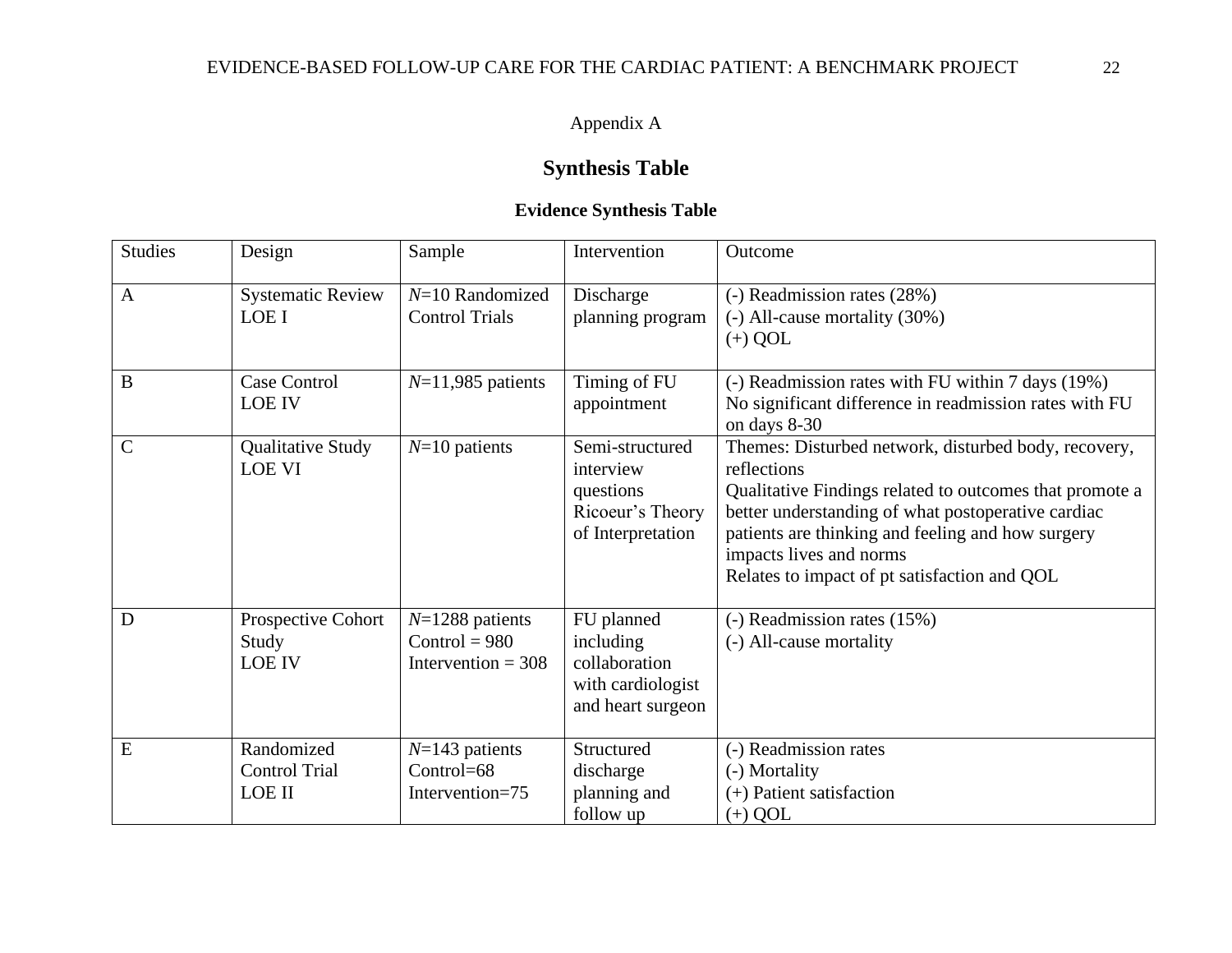Appendix A

## Synthesis Table

### Evidence Synthesis Table

| Studies | Design | Sample | Intervention | Outcome |
|---|---|---|---|---|
| A | Systematic Review<br>LOE I | *N*=10 Randomized Control Trials | Discharge planning program | (-) Readmission rates (28%)<br>(-) All-cause mortality (30%)<br>(+) QOL |
| B | Case Control<br>LOE IV | *N*=11,985 patients | Timing of FU appointment | (-) Readmission rates with FU within 7 days (19%)<br>No significant difference in readmission rates with FU on days 8-30 |
| C | Qualitative Study<br>LOE VI | *N*=10 patients | Semi-structured interview questions<br>Ricoeur's Theory of Interpretation | Themes: Disturbed network, disturbed body, recovery, reflections<br>Qualitative Findings related to outcomes that promote a better understanding of what postoperative cardiac patients are thinking and feeling and how surgery impacts lives and norms<br>Relates to impact of pt satisfaction and QOL |
| D | Prospective Cohort Study<br>LOE IV | *N*=1288 patients<br>Control = 980<br>Intervention = 308 | FU planned including collaboration with cardiologist and heart surgeon | (-) Readmission rates (15%)<br>(-) All-cause mortality |
| E | Randomized Control Trial<br>LOE II | *N*=143 patients<br>Control=68<br>Intervention=75 | Structured discharge planning and follow up | (-) Readmission rates<br>(-) Mortality<br>(+) Patient satisfaction<br>(+) QOL |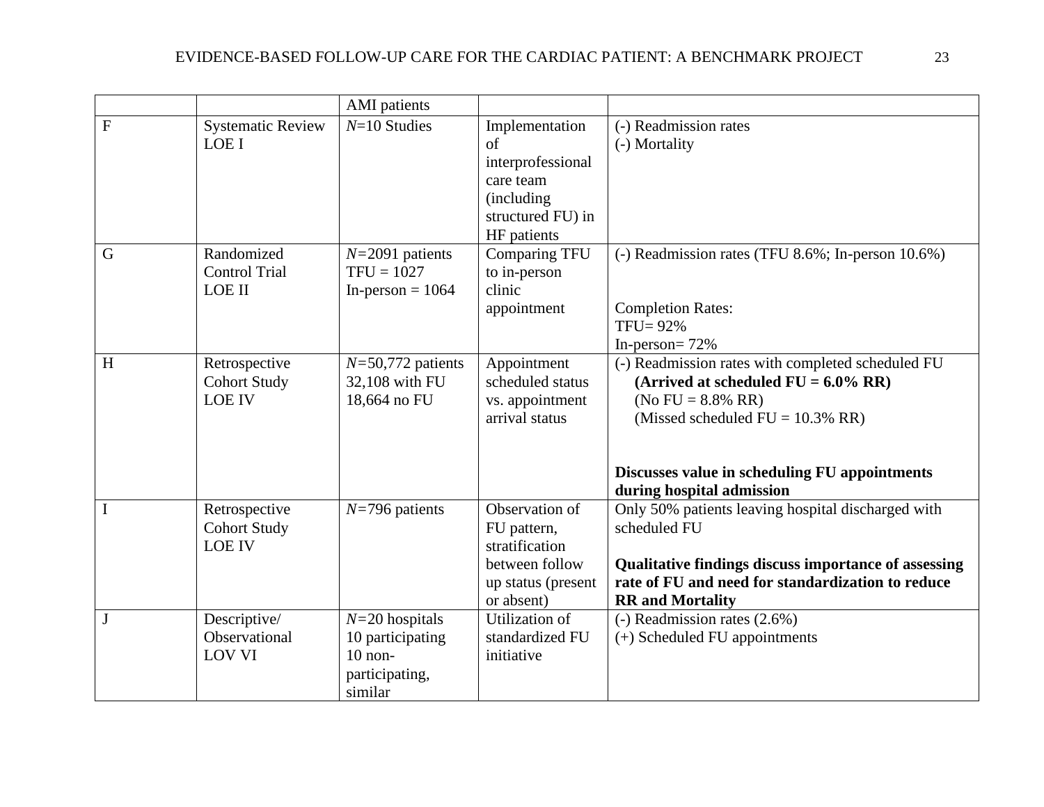| | | | | |
|---|---|---|---|---|
| | | AMI patients | | |
| F | Systematic Review<br>LOE I | *N*=10 Studies | Implementation of interprofessional care team (including structured FU) in HF patients | (-) Readmission rates<br>(-) Mortality |
| G | Randomized Control Trial<br>LOE II | *N*=2091 patients<br>TFU = 1027<br>In-person = 1064 | Comparing TFU to in-person clinic appointment | (-) Readmission rates (TFU 8.6%; In-person 10.6%)<br><br>Completion Rates:<br>TFU= 92%<br>In-person= 72% |
| H | Retrospective Cohort Study<br>LOE IV | *N*=50,772 patients<br>32,108 with FU<br>18,664 no FU | Appointment scheduled status vs. appointment arrival status | (-) Readmission rates with completed scheduled FU<br>**(Arrived at scheduled FU = 6.0% RR)**<br>(No FU = 8.8% RR)<br>(Missed scheduled FU = 10.3% RR)<br><br>**Discusses value in scheduling FU appointments during hospital admission** |
| I | Retrospective Cohort Study<br>LOE IV | *N*=796 patients | Observation of FU pattern, stratification between follow up status (present or absent) | Only 50% patients leaving hospital discharged with scheduled FU<br><br>**Qualitative findings discuss importance of assessing rate of FU and need for standardization to reduce RR and Mortality** |
| J | Descriptive/ Observational<br>LOV VI | *N*=20 hospitals<br>10 participating<br>10 non-participating, similar | Utilization of standardized FU initiative | (-) Readmission rates (2.6%)<br>(+) Scheduled FU appointments |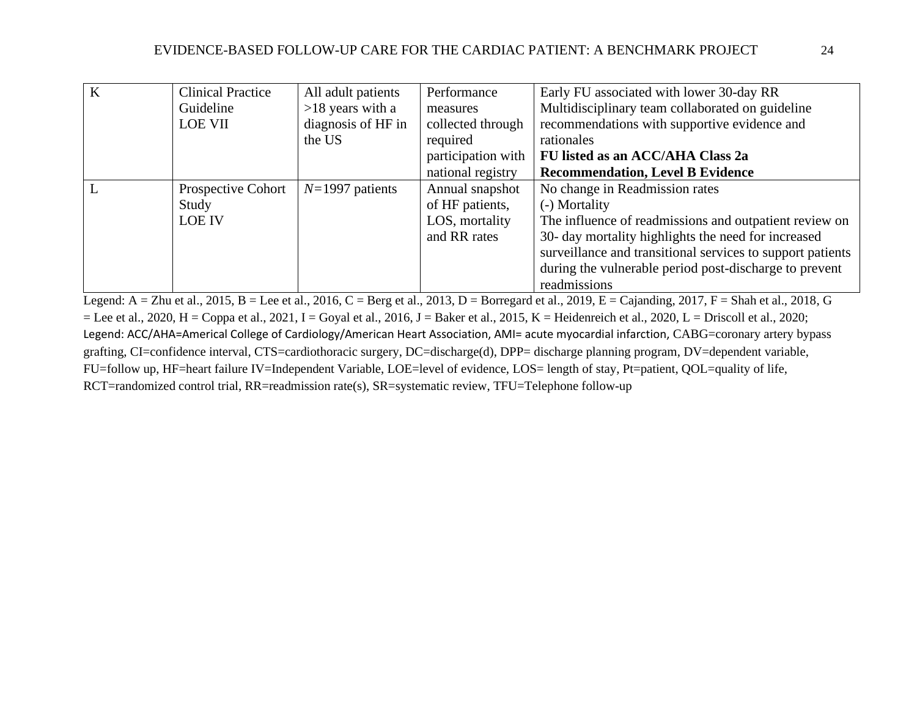| K | Clinical Practice Guideline LOE VII | All adult patients >18 years with a diagnosis of HF in the US | Performance measures collected through required participation with national registry | Early FU associated with lower 30-day RR Multidisciplinary team collaborated on guideline recommendations with supportive evidence and rationales **FU listed as an ACC/AHA Class 2a Recommendation, Level B Evidence** |
|---|---|---|---|---|
| L | Prospective Cohort Study LOE IV | *N*=1997 patients | Annual snapshot of HF patients, LOS, mortality and RR rates | No change in Readmission rates (-) Mortality The influence of readmissions and outpatient review on 30- day mortality highlights the need for increased surveillance and transitional services to support patients during the vulnerable period post-discharge to prevent readmissions |

Legend: A = Zhu et al., 2015, B = Lee et al., 2016, C = Berg et al., 2013, D = Borregard et al., 2019, E = Cajanding, 2017, F = Shah et al., 2018, G = Lee et al., 2020, H = Coppa et al., 2021, I = Goyal et al., 2016, J = Baker et al., 2015, K = Heidenreich et al., 2020, L = Driscoll et al., 2020;
Legend: ACC/AHA=Americal College of Cardiology/American Heart Association, AMI= acute myocardial infarction, CABG=coronary artery bypass grafting, CI=confidence interval, CTS=cardiothoracic surgery, DC=discharge(d), DPP= discharge planning program, DV=dependent variable, FU=follow up, HF=heart failure IV=Independent Variable, LOE=level of evidence, LOS= length of stay, Pt=patient, QOL=quality of life, RCT=randomized control trial, RR=readmission rate(s), SR=systematic review, TFU=Telephone follow-up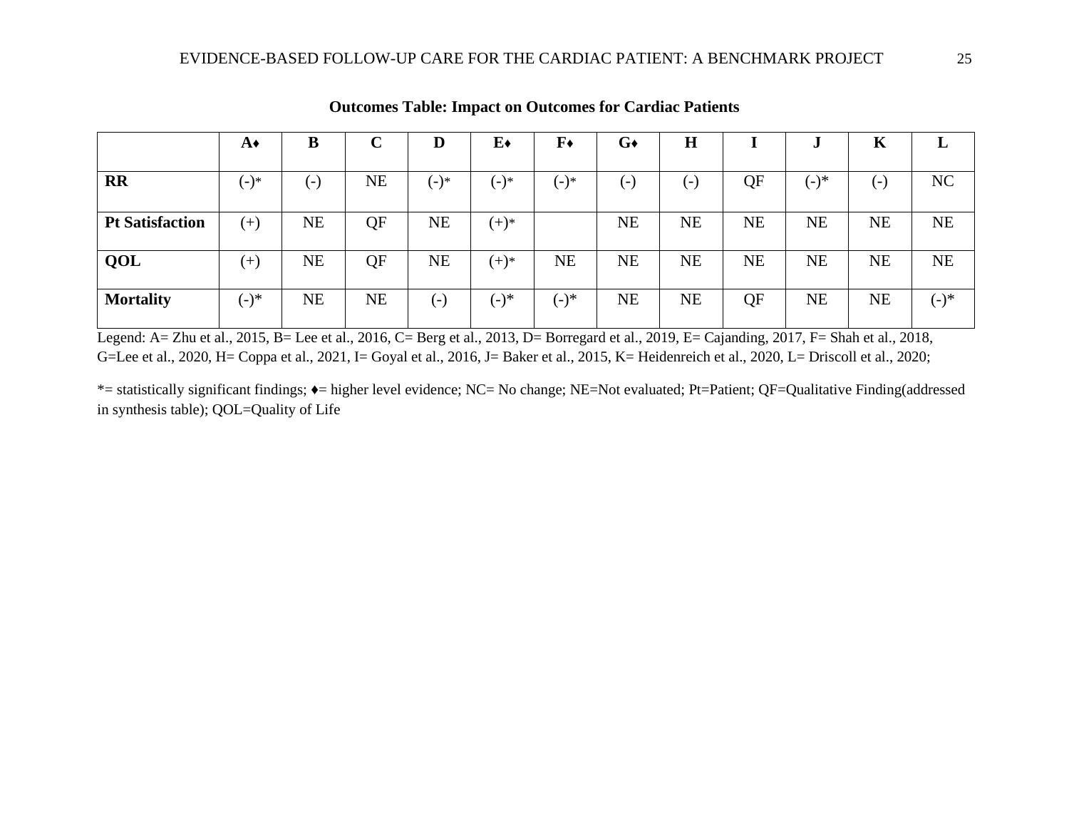**Outcomes Table: Impact on Outcomes for Cardiac Patients**

| | A♦ | B | C | D | E♦ | F♦ | G♦ | H | I | J | K | L |
|---|---|---|---|---|---|---|---|---|---|---|---|---|
| **RR** | (-)* | (-) | NE | (-)* | (-)* | (-)* | (-) | (-) | QF | (-)* | (-) | NC |
| **Pt Satisfaction** | (+) | NE | QF | NE | (+)* | | NE | NE | NE | NE | NE | NE |
| **QOL** | (+) | NE | QF | NE | (+)* | NE | NE | NE | NE | NE | NE | NE |
| **Mortality** | (-)* | NE | NE | (-) | (-)* | (-)* | NE | NE | QF | NE | NE | (-)* |

Legend: A= Zhu et al., 2015, B= Lee et al., 2016, C= Berg et al., 2013, D= Borregard et al., 2019, E= Cajanding, 2017, F= Shah et al., 2018, G=Lee et al., 2020, H= Coppa et al., 2021, I= Goyal et al., 2016, J= Baker et al., 2015, K= Heidenreich et al., 2020, L= Driscoll et al., 2020;

*= statistically significant findings; ♦= higher level evidence; NC= No change; NE=Not evaluated; Pt=Patient; QF=Qualitative Finding(addressed in synthesis table); QOL=Quality of Life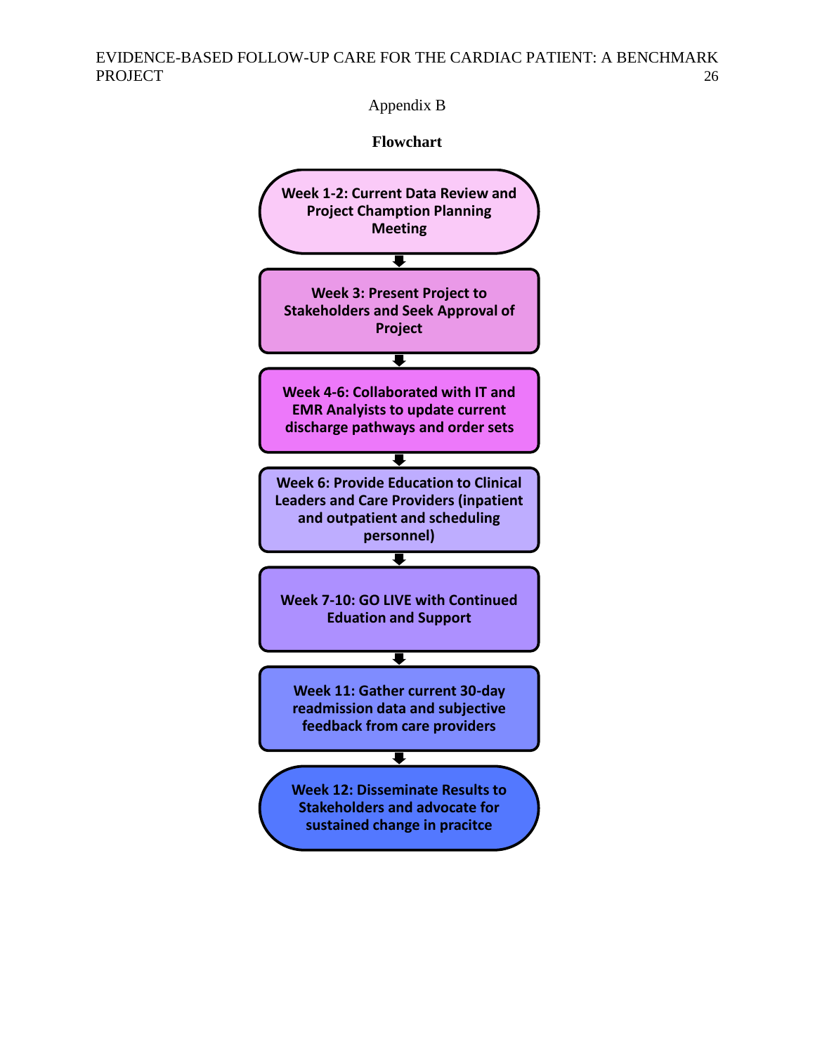Appendix B

**Flowchart**

**Week 1-2: Current Data Review and Project Chamption Planning Meeting**

↓

**Week 3: Present Project to Stakeholders and Seek Approval of Project**

↓

**Week 4-6: Collaborated with IT and EMR Analyists to update current discharge pathways and order sets**

↓

**Week 6: Provide Education to Clinical Leaders and Care Providers (inpatient and outpatient and scheduling personnel)**

↓

**Week 7-10: GO LIVE with Continued Eduation and Support**

↓

**Week 11: Gather current 30-day readmission data and subjective feedback from care providers**

↓

**Week 12: Disseminate Results to Stakeholders and advocate for sustained change in pracitce**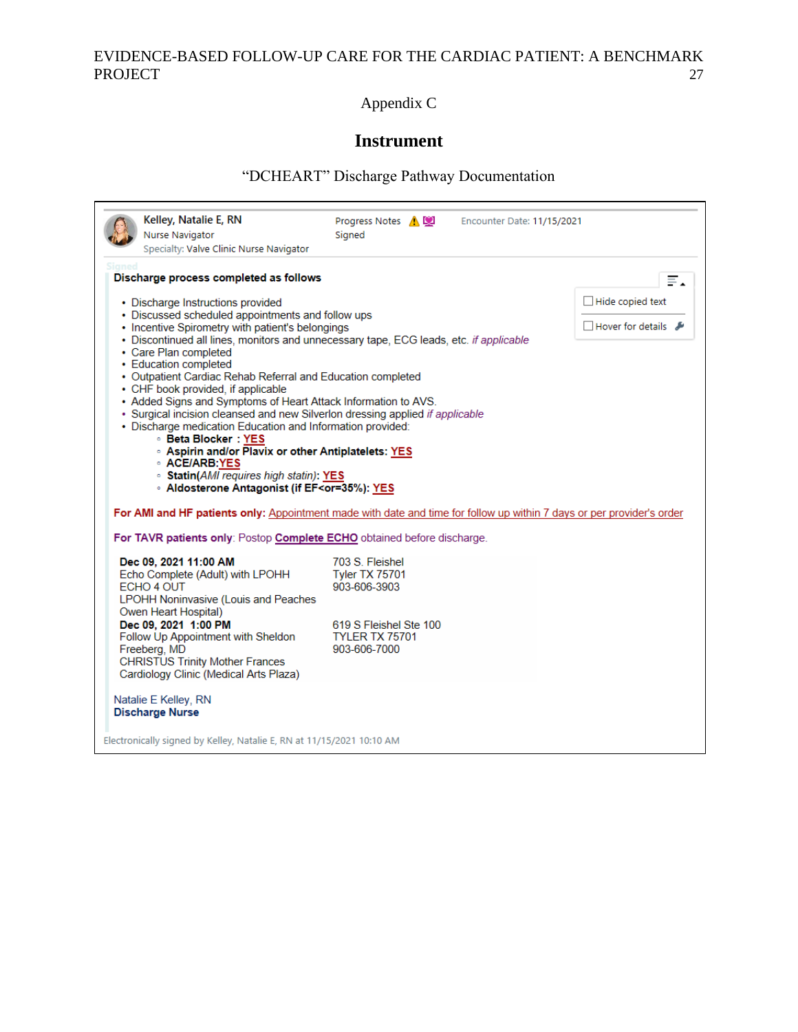# Appendix C

## Instrument

"DCHEART" Discharge Pathway Documentation

**Kelley, Natalie E, RN**
Nurse Navigator
Specialty: Valve Clinic Nurse Navigator

Progress Notes
Signed

Encounter Date: 11/15/2021

Hide copied text
Hover for details

**Discharge process completed as follows**

- Discharge Instructions provided
- Discussed scheduled appointments and follow ups
- Incentive Spirometry with patient's belongings
- Discontinued all lines, monitors and unnecessary tape, ECG leads, etc. *if applicable*
- Care Plan completed
- Education completed
- Outpatient Cardiac Rehab Referral and Education completed
- CHF book provided, if applicable
- Added Signs and Symptoms of Heart Attack Information to AVS.
- Surgical incision cleansed and new Silverlon dressing applied *if applicable*
- Discharge medication Education and Information provided:
  - **Beta Blocker : YES**
  - **Aspirin and/or Plavix or other Antiplatelets: YES**
  - **ACE/ARB:YES**
  - **Statin**(*AMI requires high statin*)**: YES**
  - **Aldosterone Antagonist (if EF<or=35%): YES**

**For AMI and HF patients only:** Appointment made with date and time for follow up within 7 days or per provider's order

**For TAVR patients only**: Postop **Complete ECHO** obtained before discharge.

| | |
|---|---|
| **Dec 09, 2021 11:00 AM**<br>Echo Complete (Adult) with LPOHH<br>ECHO 4 OUT<br>LPOHH Noninvasive (Louis and Peaches Owen Heart Hospital) | 703 S. Fleishel<br>Tyler TX 75701<br>903-606-3903 |
| **Dec 09, 2021 1:00 PM**<br>Follow Up Appointment with Sheldon Freeberg, MD<br>CHRISTUS Trinity Mother Frances Cardiology Clinic (Medical Arts Plaza) | 619 S Fleishel Ste 100<br>TYLER TX 75701<br>903-606-7000 |

Natalie E Kelley, RN
**Discharge Nurse**

Electronically signed by Kelley, Natalie E, RN at 11/15/2021 10:10 AM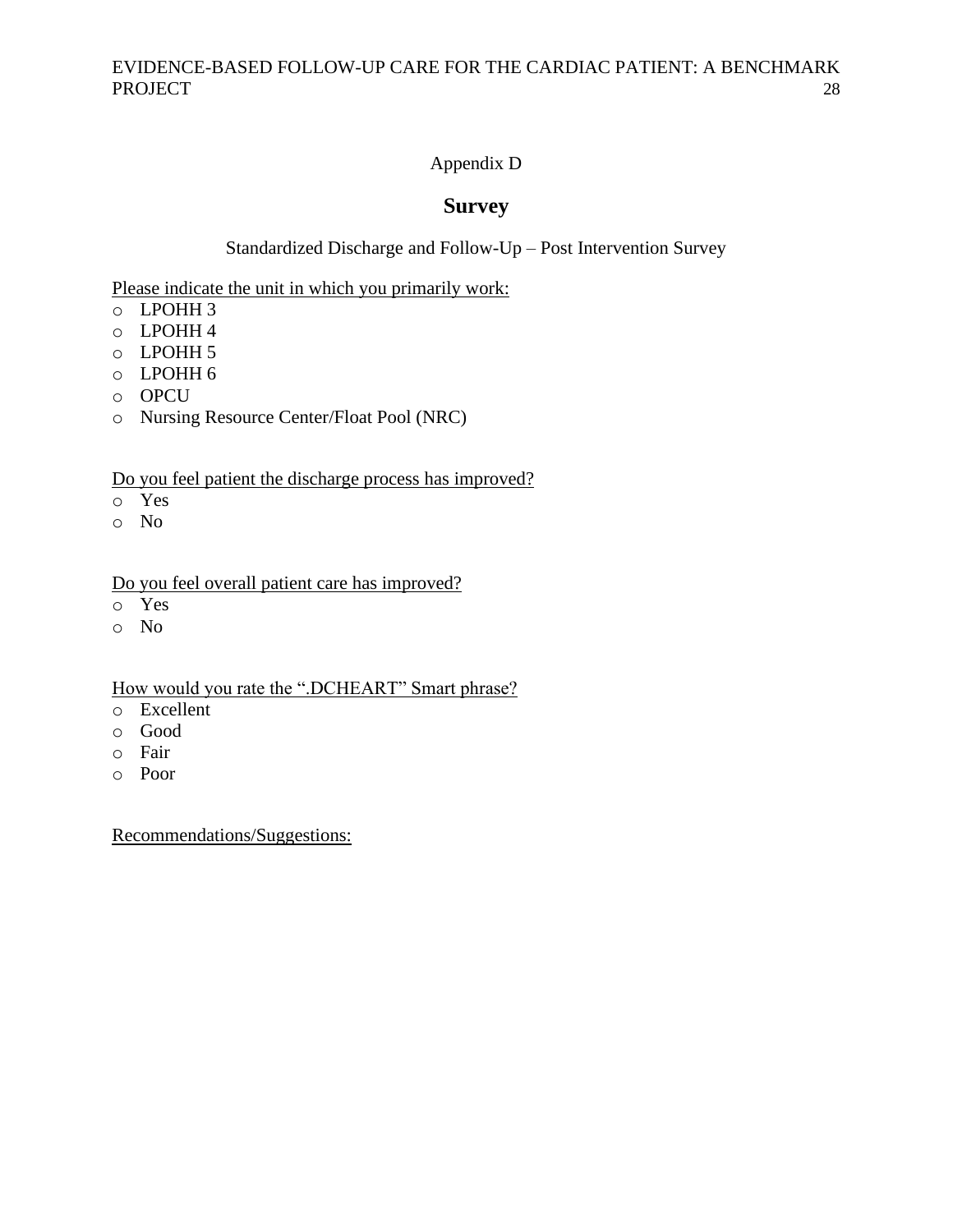Appendix D

# Survey

Standardized Discharge and Follow-Up – Post Intervention Survey

Please indicate the unit in which you primarily work:

- LPOHH 3
- LPOHH 4
- LPOHH 5
- LPOHH 6
- OPCU
- Nursing Resource Center/Float Pool (NRC)

Do you feel patient the discharge process has improved?

- Yes
- No

Do you feel overall patient care has improved?

- Yes
- No

How would you rate the ".DCHEART" Smart phrase?

- Excellent
- Good
- Fair
- Poor

Recommendations/Suggestions: